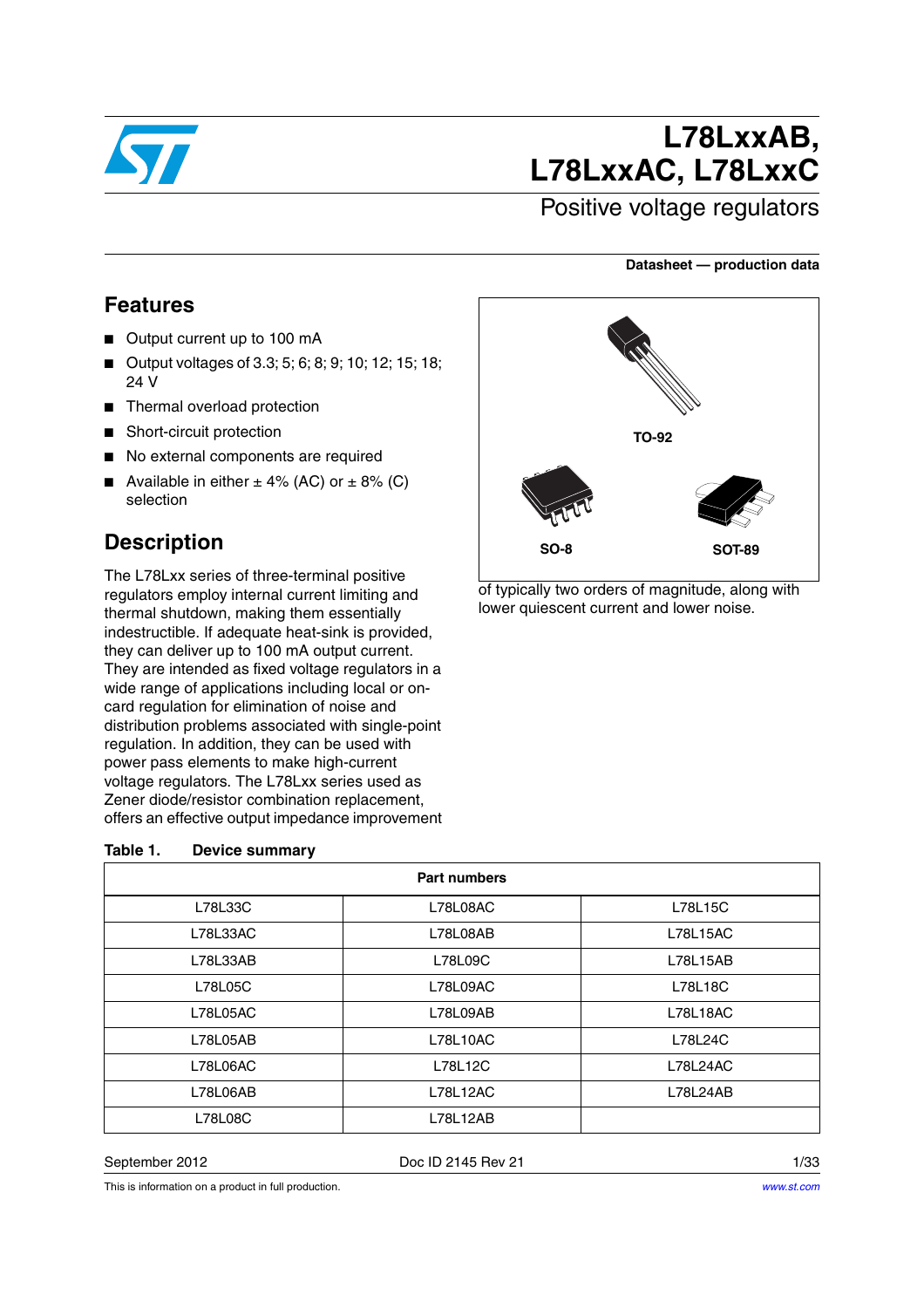# L78LxxAB, L78LxxAC, L78LxxC

## Positive voltage regulators

**Datasheet — production data**

## Features

- Output current up to 100 mA
- Output voltages of 3.3; 5; 6; 8; 9; 10; 12; 15; 18; 24 V
- Thermal overload protection
- Short-circuit protection
- No external components are required
- Available in either ± 4% (AC) or ± 8% (C) selection

TO-92

SO-8

SOT-89

## Description

The L78Lxx series of three-terminal positive regulators employ internal current limiting and thermal shutdown, making them essentially indestructible. If adequate heat-sink is provided, they can deliver up to 100 mA output current. They are intended as fixed voltage regulators in a wide range of applications including local or on-card regulation for elimination of noise and distribution problems associated with single-point regulation. In addition, they can be used with power pass elements to make high-current voltage regulators. The L78Lxx series used as Zener diode/resistor combination replacement, offers an effective output impedance improvement of typically two orders of magnitude, along with lower quiescent current and lower noise.

**Table 1. Device summary**

| Part numbers | | |
|---|---|---|
| L78L33C | L78L08AC | L78L15C |
| L78L33AC | L78L08AB | L78L15AC |
| L78L33AB | L78L09C | L78L15AB |
| L78L05C | L78L09AC | L78L18C |
| L78L05AC | L78L09AB | L78L18AC |
| L78L05AB | L78L10AC | L78L24C |
| L78L06AC | L78L12C | L78L24AC |
| L78L06AB | L78L12AC | L78L24AB |
| L78L08C | L78L12AB | |

September 2012 Doc ID 2145 Rev 21

This is information on a product in full production.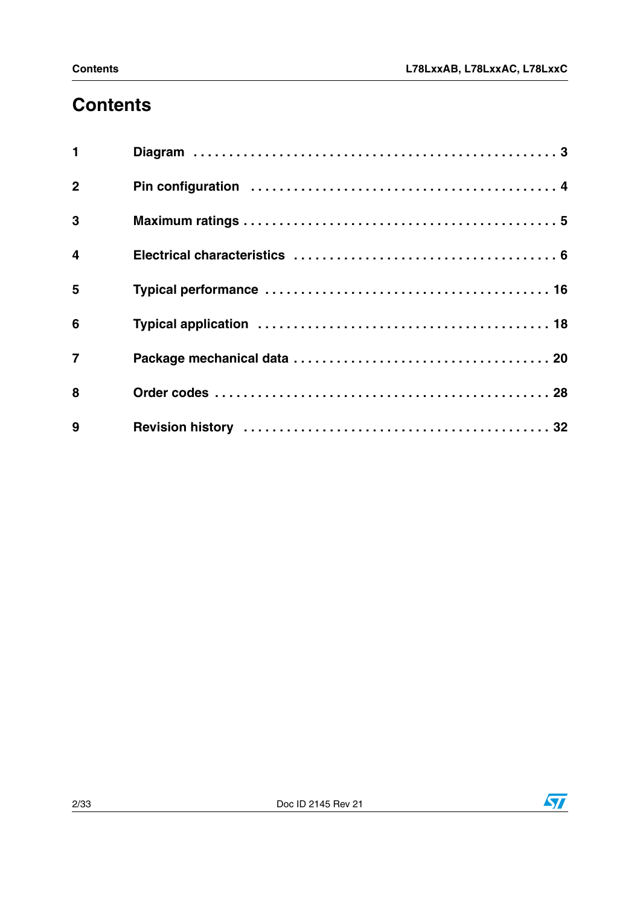# Contents

1 Diagram . . . . . . . . . . . . . . . . . . . . . . . . . . . . . . . . . . . . . . . . . . . . . . . . . . . 3

2 Pin configuration . . . . . . . . . . . . . . . . . . . . . . . . . . . . . . . . . . . . . . . . . . 4

3 Maximum ratings . . . . . . . . . . . . . . . . . . . . . . . . . . . . . . . . . . . . . . . . . . . 5

4 Electrical characteristics . . . . . . . . . . . . . . . . . . . . . . . . . . . . . . . . . . . . 6

5 Typical performance . . . . . . . . . . . . . . . . . . . . . . . . . . . . . . . . . . . . . . . 16

6 Typical application . . . . . . . . . . . . . . . . . . . . . . . . . . . . . . . . . . . . . . . . 18

7 Package mechanical data . . . . . . . . . . . . . . . . . . . . . . . . . . . . . . . . . . . 20

8 Order codes . . . . . . . . . . . . . . . . . . . . . . . . . . . . . . . . . . . . . . . . . . . . . 28

9 Revision history . . . . . . . . . . . . . . . . . . . . . . . . . . . . . . . . . . . . . . . . . . 32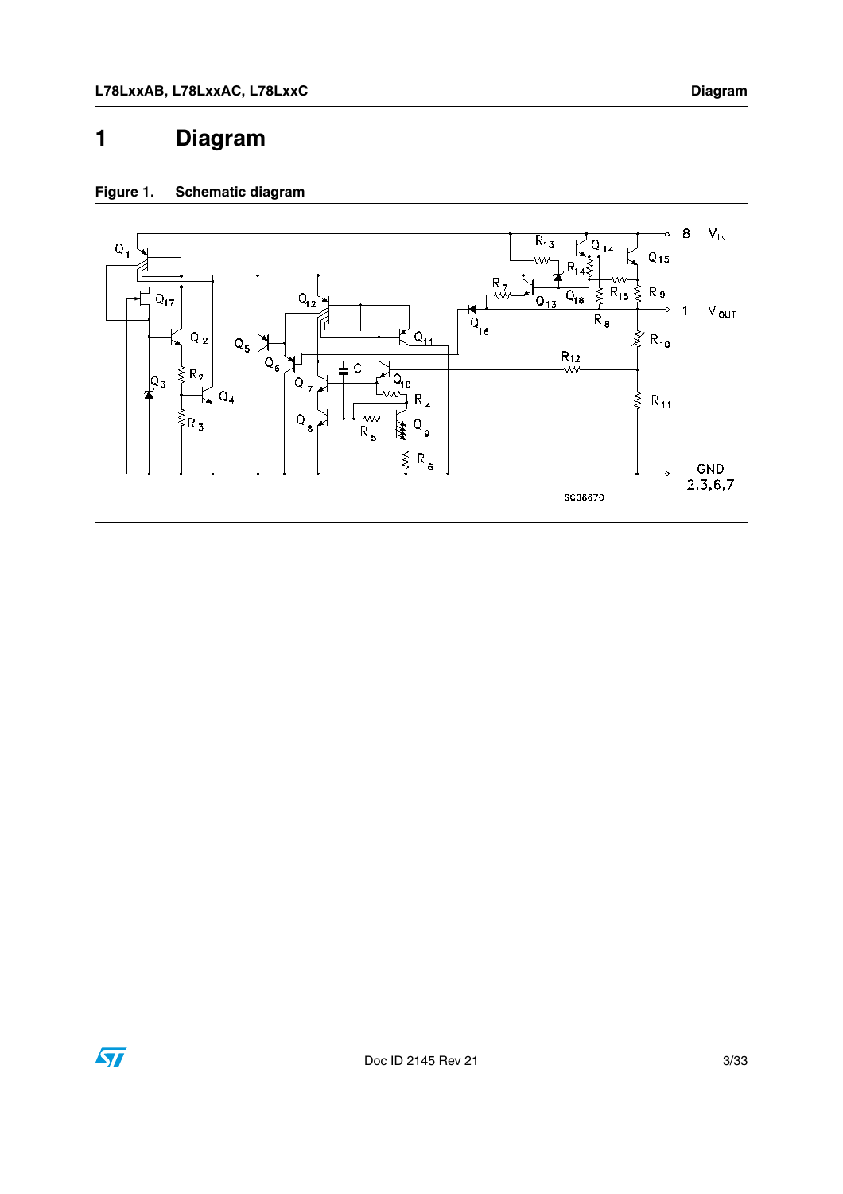# 1 Diagram

**Figure 1. Schematic diagram**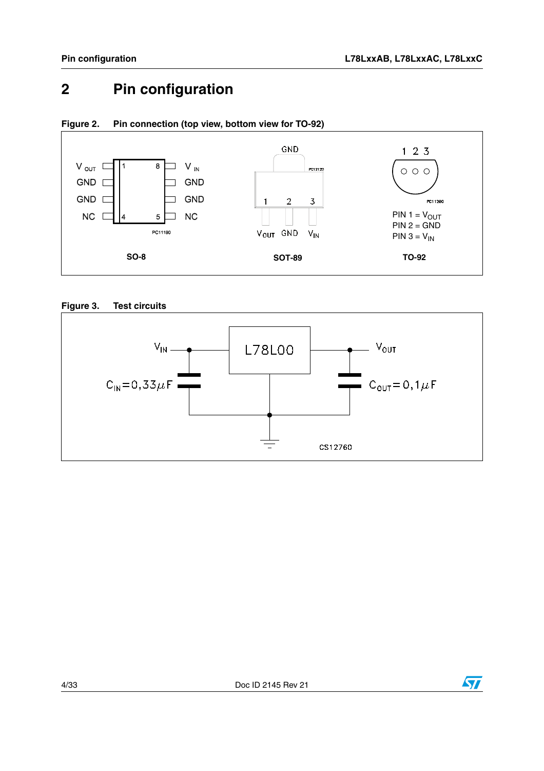# 2 Pin configuration

**Figure 2. Pin connection (top view, bottom view for TO-92)**

| Pin | SO-8 (left) | Pin | SO-8 (right) |
|---|---|---|---|
| 1 | $V_{OUT}$ | 8 | $V_{IN}$ |
| 2 | GND | 7 | GND |
| 3 | GND | 6 | GND |
| 4 | NC | 5 | NC |

PC11190

**SO-8**

SOT-89: GND (tab); 1 = $V_{OUT}$, 2 = GND, 3 = $V_{IN}$

PC12120

**SOT-89**

TO-92: 1 2 3

PIN 1 = $V_{OUT}$
PIN 2 = GND
PIN 3 = $V_{IN}$

PC11200

**TO-92**

**Figure 3. Test circuits**

$V_{IN}$ — L78L00 — $V_{OUT}$

$C_{IN} = 0{,}33\mu F$

$C_{OUT} = 0{,}1\mu F$

CS12760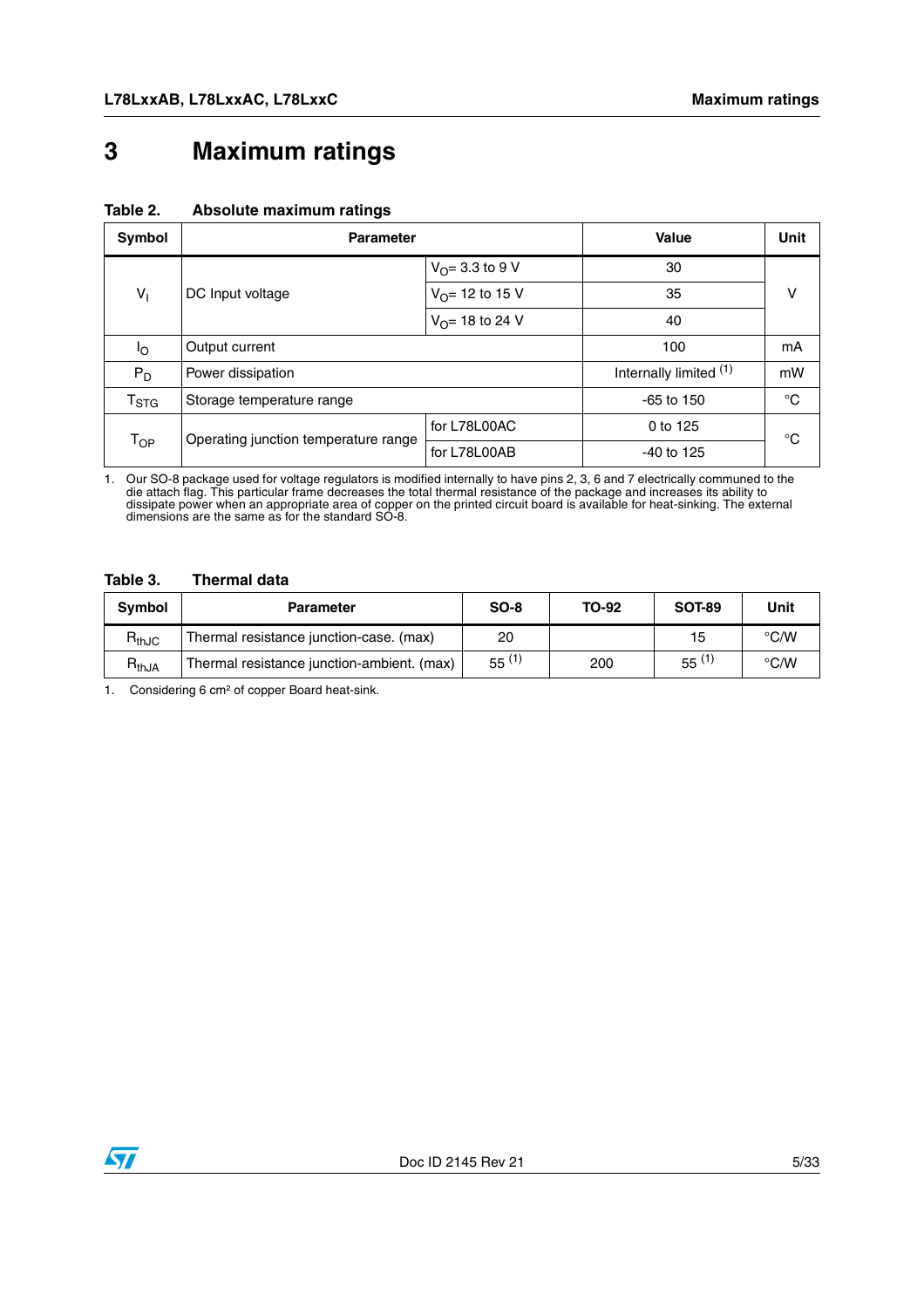# 3 Maximum ratings

**Table 2. Absolute maximum ratings**

| Symbol | Parameter | | Value | Unit |
|---|---|---|---|---|
| $V_I$ | DC Input voltage | $V_O$= 3.3 to 9 V | 30 | V |
| | | $V_O$= 12 to 15 V | 35 | |
| | | $V_O$= 18 to 24 V | 40 | |
| $I_O$ | Output current | | 100 | mA |
| $P_D$ | Power dissipation | | Internally limited [1] | mW |
| $T_{STG}$ | Storage temperature range | | -65 to 150 | °C |
| $T_{OP}$ | Operating junction temperature range | for L78L00AC | 0 to 125 | °C |
| | | for L78L00AB | -40 to 125 | |

1. Our SO-8 package used for voltage regulators is modified internally to have pins 2, 3, 6 and 7 electrically communed to the die attach flag. This particular frame decreases the total thermal resistance of the package and increases its ability to dissipate power when an appropriate area of copper on the printed circuit board is available for heat-sinking. The external dimensions are the same as for the standard SO-8.

**Table 3. Thermal data**

| Symbol | Parameter | SO-8 | TO-92 | SOT-89 | Unit |
|---|---|---|---|---|---|
| $R_{thJC}$ | Thermal resistance junction-case. (max) | 20 | | 15 | °C/W |
| $R_{thJA}$ | Thermal resistance junction-ambient. (max) | 55 [1] | 200 | 55 [1] | °C/W |

1. Considering 6 cm² of copper Board heat-sink.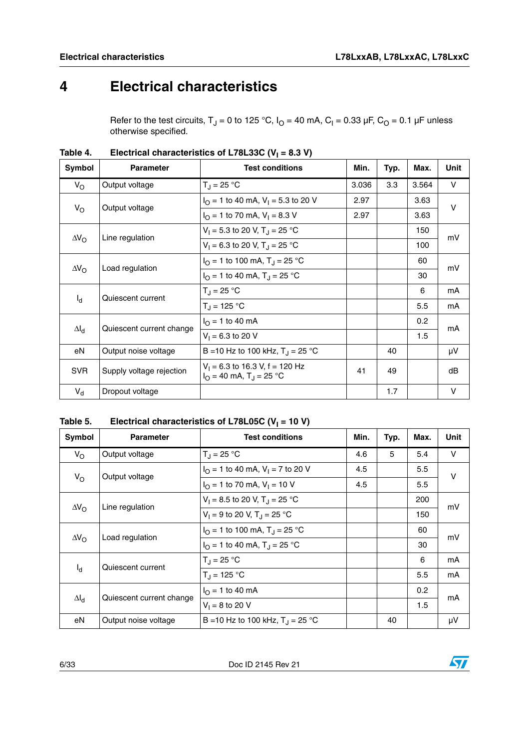# 4 Electrical characteristics

Refer to the test circuits, $T_J$ = 0 to 125 °C, $I_O$ = 40 mA, $C_I$ = 0.33 µF, $C_O$ = 0.1 µF unless otherwise specified.

**Table 4. Electrical characteristics of L78L33C ($V_I$ = 8.3 V)**

| Symbol | Parameter | Test conditions | Min. | Typ. | Max. | Unit |
|---|---|---|---|---|---|---|
| $V_O$ | Output voltage | $T_J$ = 25 °C | 3.036 | 3.3 | 3.564 | V |
| $V_O$ | Output voltage | $I_O$ = 1 to 40 mA, $V_I$ = 5.3 to 20 V | 2.97 | | 3.63 | V |
| | | $I_O$ = 1 to 70 mA, $V_I$ = 8.3 V | 2.97 | | 3.63 | |
| $\Delta V_O$ | Line regulation | $V_I$ = 5.3 to 20 V, $T_J$ = 25 °C | | | 150 | mV |
| | | $V_I$ = 6.3 to 20 V, $T_J$ = 25 °C | | | 100 | |
| $\Delta V_O$ | Load regulation | $I_O$ = 1 to 100 mA, $T_J$ = 25 °C | | | 60 | mV |
| | | $I_O$ = 1 to 40 mA, $T_J$ = 25 °C | | | 30 | |
| $I_d$ | Quiescent current | $T_J$ = 25 °C | | | 6 | mA |
| | | $T_J$ = 125 °C | | | 5.5 | mA |
| $\Delta I_d$ | Quiescent current change | $I_O$ = 1 to 40 mA | | | 0.2 | mA |
| | | $V_I$ = 6.3 to 20 V | | | 1.5 | |
| eN | Output noise voltage | B =10 Hz to 100 kHz, $T_J$ = 25 °C | | 40 | | µV |
| SVR | Supply voltage rejection | $V_I$ = 6.3 to 16.3 V, f = 120 Hz $I_O$ = 40 mA, $T_J$ = 25 °C | 41 | 49 | | dB |
| $V_d$ | Dropout voltage | | | 1.7 | | V |

**Table 5. Electrical characteristics of L78L05C ($V_I$ = 10 V)**

| Symbol | Parameter | Test conditions | Min. | Typ. | Max. | Unit |
|---|---|---|---|---|---|---|
| $V_O$ | Output voltage | $T_J$ = 25 °C | 4.6 | 5 | 5.4 | V |
| $V_O$ | Output voltage | $I_O$ = 1 to 40 mA, $V_I$ = 7 to 20 V | 4.5 | | 5.5 | V |
| | | $I_O$ = 1 to 70 mA, $V_I$ = 10 V | 4.5 | | 5.5 | |
| $\Delta V_O$ | Line regulation | $V_I$ = 8.5 to 20 V, $T_J$ = 25 °C | | | 200 | mV |
| | | $V_I$ = 9 to 20 V, $T_J$ = 25 °C | | | 150 | |
| $\Delta V_O$ | Load regulation | $I_O$ = 1 to 100 mA, $T_J$ = 25 °C | | | 60 | mV |
| | | $I_O$ = 1 to 40 mA, $T_J$ = 25 °C | | | 30 | |
| $I_d$ | Quiescent current | $T_J$ = 25 °C | | | 6 | mA |
| | | $T_J$ = 125 °C | | | 5.5 | mA |
| $\Delta I_d$ | Quiescent current change | $I_O$ = 1 to 40 mA | | | 0.2 | mA |
| | | $V_I$ = 8 to 20 V | | | 1.5 | |
| eN | Output noise voltage | B =10 Hz to 100 kHz, $T_J$ = 25 °C | | 40 | | µV |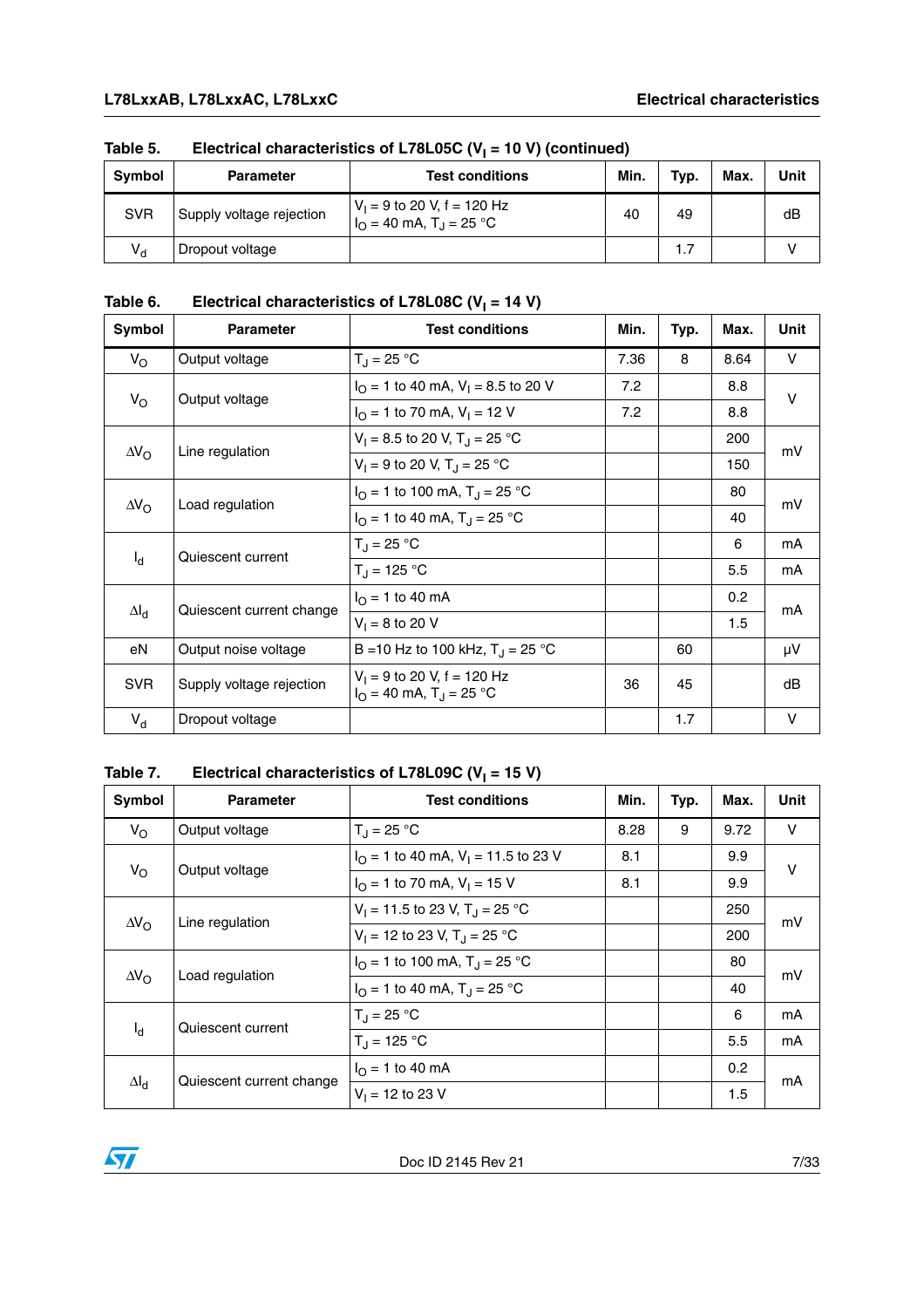Table 5. Electrical characteristics of L78L05C ($V_I$ = 10 V) (continued)

| Symbol | Parameter | Test conditions | Min. | Typ. | Max. | Unit |
|---|---|---|---|---|---|---|
| SVR | Supply voltage rejection | $V_I$ = 9 to 20 V, f = 120 Hz $I_O$ = 40 mA, $T_J$ = 25 °C | 40 | 49 | | dB |
| $V_d$ | Dropout voltage | | | 1.7 | | V |

Table 6. Electrical characteristics of L78L08C ($V_I$ = 14 V)

| Symbol | Parameter | Test conditions | Min. | Typ. | Max. | Unit |
|---|---|---|---|---|---|---|
| $V_O$ | Output voltage | $T_J$ = 25 °C | 7.36 | 8 | 8.64 | V |
| $V_O$ | Output voltage | $I_O$ = 1 to 40 mA, $V_I$ = 8.5 to 20 V | 7.2 | | 8.8 | V |
| | | $I_O$ = 1 to 70 mA, $V_I$ = 12 V | 7.2 | | 8.8 | |
| $\Delta V_O$ | Line regulation | $V_I$ = 8.5 to 20 V, $T_J$ = 25 °C | | | 200 | mV |
| | | $V_I$ = 9 to 20 V, $T_J$ = 25 °C | | | 150 | |
| $\Delta V_O$ | Load regulation | $I_O$ = 1 to 100 mA, $T_J$ = 25 °C | | | 80 | mV |
| | | $I_O$ = 1 to 40 mA, $T_J$ = 25 °C | | | 40 | |
| $I_d$ | Quiescent current | $T_J$ = 25 °C | | | 6 | mA |
| | | $T_J$ = 125 °C | | | 5.5 | mA |
| $\Delta I_d$ | Quiescent current change | $I_O$ = 1 to 40 mA | | | 0.2 | mA |
| | | $V_I$ = 8 to 20 V | | | 1.5 | |
| eN | Output noise voltage | B =10 Hz to 100 kHz, $T_J$ = 25 °C | | 60 | | µV |
| SVR | Supply voltage rejection | $V_I$ = 9 to 20 V, f = 120 Hz $I_O$ = 40 mA, $T_J$ = 25 °C | 36 | 45 | | dB |
| $V_d$ | Dropout voltage | | | 1.7 | | V |

Table 7. Electrical characteristics of L78L09C ($V_I$ = 15 V)

| Symbol | Parameter | Test conditions | Min. | Typ. | Max. | Unit |
|---|---|---|---|---|---|---|
| $V_O$ | Output voltage | $T_J$ = 25 °C | 8.28 | 9 | 9.72 | V |
| $V_O$ | Output voltage | $I_O$ = 1 to 40 mA, $V_I$ = 11.5 to 23 V | 8.1 | | 9.9 | V |
| | | $I_O$ = 1 to 70 mA, $V_I$ = 15 V | 8.1 | | 9.9 | |
| $\Delta V_O$ | Line regulation | $V_I$ = 11.5 to 23 V, $T_J$ = 25 °C | | | 250 | mV |
| | | $V_I$ = 12 to 23 V, $T_J$ = 25 °C | | | 200 | |
| $\Delta V_O$ | Load regulation | $I_O$ = 1 to 100 mA, $T_J$ = 25 °C | | | 80 | mV |
| | | $I_O$ = 1 to 40 mA, $T_J$ = 25 °C | | | 40 | |
| $I_d$ | Quiescent current | $T_J$ = 25 °C | | | 6 | mA |
| | | $T_J$ = 125 °C | | | 5.5 | mA |
| $\Delta I_d$ | Quiescent current change | $I_O$ = 1 to 40 mA | | | 0.2 | mA |
| | | $V_I$ = 12 to 23 V | | | 1.5 | |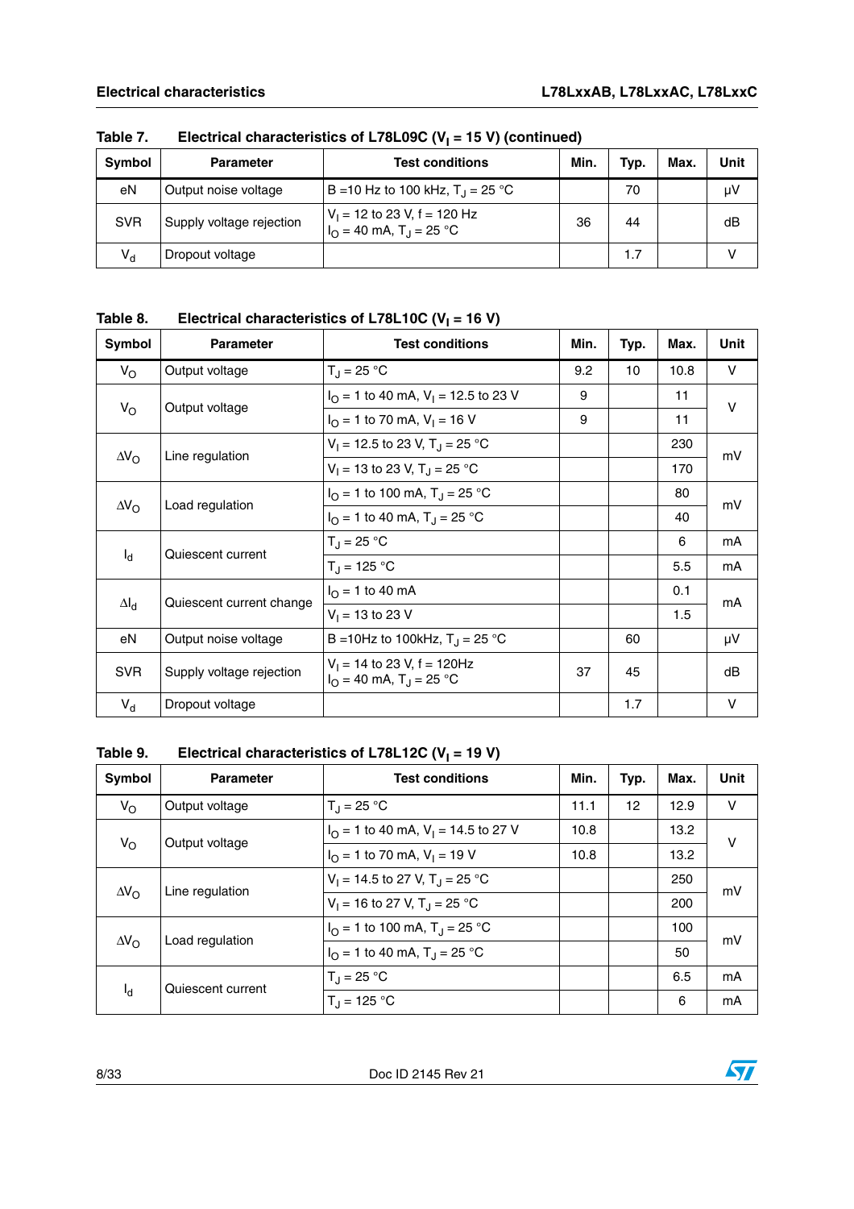Table 7. Electrical characteristics of L78L09C ($V_I$ = 15 V) (continued)

| Symbol | Parameter | Test conditions | Min. | Typ. | Max. | Unit |
|---|---|---|---|---|---|---|
| eN | Output noise voltage | B =10 Hz to 100 kHz, $T_J$ = 25 °C | | 70 | | µV |
| SVR | Supply voltage rejection | $V_I$ = 12 to 23 V, f = 120 Hz<br>$I_O$ = 40 mA, $T_J$ = 25 °C | 36 | 44 | | dB |
| $V_d$ | Dropout voltage | | | 1.7 | | V |

Table 8. Electrical characteristics of L78L10C ($V_I$ = 16 V)

| Symbol | Parameter | Test conditions | Min. | Typ. | Max. | Unit |
|---|---|---|---|---|---|---|
| $V_O$ | Output voltage | $T_J$ = 25 °C | 9.2 | 10 | 10.8 | V |
| $V_O$ | Output voltage | $I_O$ = 1 to 40 mA, $V_I$ = 12.5 to 23 V | 9 | | 11 | V |
| | | $I_O$ = 1 to 70 mA, $V_I$ = 16 V | 9 | | 11 | |
| $\Delta V_O$ | Line regulation | $V_I$ = 12.5 to 23 V, $T_J$ = 25 °C | | | 230 | mV |
| | | $V_I$ = 13 to 23 V, $T_J$ = 25 °C | | | 170 | |
| $\Delta V_O$ | Load regulation | $I_O$ = 1 to 100 mA, $T_J$ = 25 °C | | | 80 | mV |
| | | $I_O$ = 1 to 40 mA, $T_J$ = 25 °C | | | 40 | |
| $I_d$ | Quiescent current | $T_J$ = 25 °C | | | 6 | mA |
| | | $T_J$ = 125 °C | | | 5.5 | mA |
| $\Delta I_d$ | Quiescent current change | $I_O$ = 1 to 40 mA | | | 0.1 | mA |
| | | $V_I$ = 13 to 23 V | | | 1.5 | |
| eN | Output noise voltage | B =10Hz to 100kHz, $T_J$ = 25 °C | | 60 | | µV |
| SVR | Supply voltage rejection | $V_I$ = 14 to 23 V, f = 120Hz<br>$I_O$ = 40 mA, $T_J$ = 25 °C | 37 | 45 | | dB |
| $V_d$ | Dropout voltage | | | 1.7 | | V |

Table 9. Electrical characteristics of L78L12C ($V_I$ = 19 V)

| Symbol | Parameter | Test conditions | Min. | Typ. | Max. | Unit |
|---|---|---|---|---|---|---|
| $V_O$ | Output voltage | $T_J$ = 25 °C | 11.1 | 12 | 12.9 | V |
| $V_O$ | Output voltage | $I_O$ = 1 to 40 mA, $V_I$ = 14.5 to 27 V | 10.8 | | 13.2 | V |
| | | $I_O$ = 1 to 70 mA, $V_I$ = 19 V | 10.8 | | 13.2 | |
| $\Delta V_O$ | Line regulation | $V_I$ = 14.5 to 27 V, $T_J$ = 25 °C | | | 250 | mV |
| | | $V_I$ = 16 to 27 V, $T_J$ = 25 °C | | | 200 | |
| $\Delta V_O$ | Load regulation | $I_O$ = 1 to 100 mA, $T_J$ = 25 °C | | | 100 | mV |
| | | $I_O$ = 1 to 40 mA, $T_J$ = 25 °C | | | 50 | |
| $I_d$ | Quiescent current | $T_J$ = 25 °C | | | 6.5 | mA |
| | | $T_J$ = 125 °C | | | 6 | mA |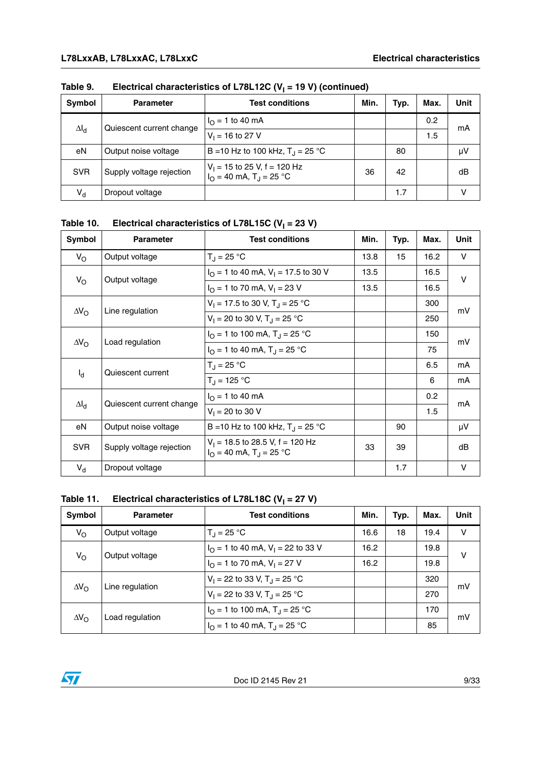Table 9. Electrical characteristics of L78L12C ($V_I$ = 19 V) (continued)

| Symbol | Parameter | Test conditions | Min. | Typ. | Max. | Unit |
|---|---|---|---|---|---|---|
| $\Delta I_d$ | Quiescent current change | $I_O$ = 1 to 40 mA | | | 0.2 | mA |
| | | $V_I$ = 16 to 27 V | | | 1.5 | |
| eN | Output noise voltage | B =10 Hz to 100 kHz, $T_J$ = 25 °C | | 80 | | µV |
| SVR | Supply voltage rejection | $V_I$ = 15 to 25 V, f = 120 Hz $I_O$ = 40 mA, $T_J$ = 25 °C | 36 | 42 | | dB |
| $V_d$ | Dropout voltage | | | 1.7 | | V |

Table 10. Electrical characteristics of L78L15C ($V_I$ = 23 V)

| Symbol | Parameter | Test conditions | Min. | Typ. | Max. | Unit |
|---|---|---|---|---|---|---|
| $V_O$ | Output voltage | $T_J$ = 25 °C | 13.8 | 15 | 16.2 | V |
| $V_O$ | Output voltage | $I_O$ = 1 to 40 mA, $V_I$ = 17.5 to 30 V | 13.5 | | 16.5 | V |
| | | $I_O$ = 1 to 70 mA, $V_I$ = 23 V | 13.5 | | 16.5 | |
| $\Delta V_O$ | Line regulation | $V_I$ = 17.5 to 30 V, $T_J$ = 25 °C | | | 300 | mV |
| | | $V_I$ = 20 to 30 V, $T_J$ = 25 °C | | | 250 | |
| $\Delta V_O$ | Load regulation | $I_O$ = 1 to 100 mA, $T_J$ = 25 °C | | | 150 | mV |
| | | $I_O$ = 1 to 40 mA, $T_J$ = 25 °C | | | 75 | |
| $I_d$ | Quiescent current | $T_J$ = 25 °C | | | 6.5 | mA |
| | | $T_J$ = 125 °C | | | 6 | mA |
| $\Delta I_d$ | Quiescent current change | $I_O$ = 1 to 40 mA | | | 0.2 | mA |
| | | $V_I$ = 20 to 30 V | | | 1.5 | |
| eN | Output noise voltage | B =10 Hz to 100 kHz, $T_J$ = 25 °C | | 90 | | µV |
| SVR | Supply voltage rejection | $V_I$ = 18.5 to 28.5 V, f = 120 Hz $I_O$ = 40 mA, $T_J$ = 25 °C | 33 | 39 | | dB |
| $V_d$ | Dropout voltage | | | 1.7 | | V |

Table 11. Electrical characteristics of L78L18C ($V_I$ = 27 V)

| Symbol | Parameter | Test conditions | Min. | Typ. | Max. | Unit |
|---|---|---|---|---|---|---|
| $V_O$ | Output voltage | $T_J$ = 25 °C | 16.6 | 18 | 19.4 | V |
| $V_O$ | Output voltage | $I_O$ = 1 to 40 mA, $V_I$ = 22 to 33 V | 16.2 | | 19.8 | V |
| | | $I_O$ = 1 to 70 mA, $V_I$ = 27 V | 16.2 | | 19.8 | |
| $\Delta V_O$ | Line regulation | $V_I$ = 22 to 33 V, $T_J$ = 25 °C | | | 320 | mV |
| | | $V_I$ = 22 to 33 V, $T_J$ = 25 °C | | | 270 | |
| $\Delta V_O$ | Load regulation | $I_O$ = 1 to 100 mA, $T_J$ = 25 °C | | | 170 | mV |
| | | $I_O$ = 1 to 40 mA, $T_J$ = 25 °C | | | 85 | |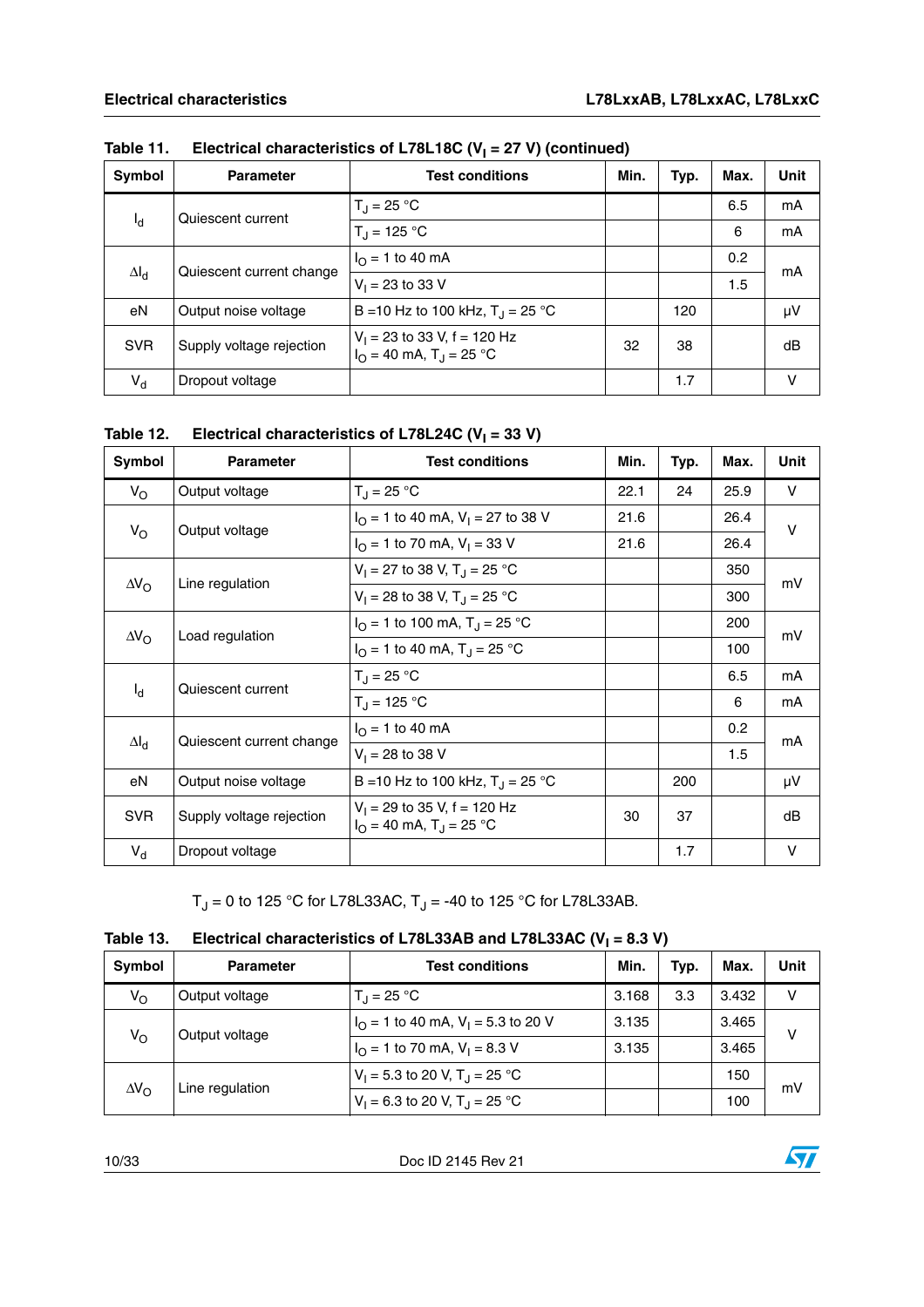**Table 11. Electrical characteristics of L78L18C ($V_I$ = 27 V) (continued)**

| Symbol | Parameter | Test conditions | Min. | Typ. | Max. | Unit |
|---|---|---|---|---|---|---|
| $I_d$ | Quiescent current | $T_J$ = 25 °C | | | 6.5 | mA |
| | | $T_J$ = 125 °C | | | 6 | mA |
| $\Delta I_d$ | Quiescent current change | $I_O$ = 1 to 40 mA | | | 0.2 | mA |
| | | $V_I$ = 23 to 33 V | | | 1.5 | |
| eN | Output noise voltage | B =10 Hz to 100 kHz, $T_J$ = 25 °C | | 120 | | µV |
| SVR | Supply voltage rejection | $V_I$ = 23 to 33 V, f = 120 Hz<br>$I_O$ = 40 mA, $T_J$ = 25 °C | 32 | 38 | | dB |
| $V_d$ | Dropout voltage | | | 1.7 | | V |

**Table 12. Electrical characteristics of L78L24C ($V_I$ = 33 V)**

| Symbol | Parameter | Test conditions | Min. | Typ. | Max. | Unit |
|---|---|---|---|---|---|---|
| $V_O$ | Output voltage | $T_J$ = 25 °C | 22.1 | 24 | 25.9 | V |
| $V_O$ | Output voltage | $I_O$ = 1 to 40 mA, $V_I$ = 27 to 38 V | 21.6 | | 26.4 | V |
| | | $I_O$ = 1 to 70 mA, $V_I$ = 33 V | 21.6 | | 26.4 | |
| $\Delta V_O$ | Line regulation | $V_I$ = 27 to 38 V, $T_J$ = 25 °C | | | 350 | mV |
| | | $V_I$ = 28 to 38 V, $T_J$ = 25 °C | | | 300 | |
| $\Delta V_O$ | Load regulation | $I_O$ = 1 to 100 mA, $T_J$ = 25 °C | | | 200 | mV |
| | | $I_O$ = 1 to 40 mA, $T_J$ = 25 °C | | | 100 | |
| $I_d$ | Quiescent current | $T_J$ = 25 °C | | | 6.5 | mA |
| | | $T_J$ = 125 °C | | | 6 | mA |
| $\Delta I_d$ | Quiescent current change | $I_O$ = 1 to 40 mA | | | 0.2 | mA |
| | | $V_I$ = 28 to 38 V | | | 1.5 | |
| eN | Output noise voltage | B =10 Hz to 100 kHz, $T_J$ = 25 °C | | 200 | | µV |
| SVR | Supply voltage rejection | $V_I$ = 29 to 35 V, f = 120 Hz<br>$I_O$ = 40 mA, $T_J$ = 25 °C | 30 | 37 | | dB |
| $V_d$ | Dropout voltage | | | 1.7 | | V |

$T_J$ = 0 to 125 °C for L78L33AC, $T_J$ = -40 to 125 °C for L78L33AB.

**Table 13. Electrical characteristics of L78L33AB and L78L33AC ($V_I$ = 8.3 V)**

| Symbol | Parameter | Test conditions | Min. | Typ. | Max. | Unit |
|---|---|---|---|---|---|---|
| $V_O$ | Output voltage | $T_J$ = 25 °C | 3.168 | 3.3 | 3.432 | V |
| $V_O$ | Output voltage | $I_O$ = 1 to 40 mA, $V_I$ = 5.3 to 20 V | 3.135 | | 3.465 | V |
| | | $I_O$ = 1 to 70 mA, $V_I$ = 8.3 V | 3.135 | | 3.465 | |
| $\Delta V_O$ | Line regulation | $V_I$ = 5.3 to 20 V, $T_J$ = 25 °C | | | 150 | mV |
| | | $V_I$ = 6.3 to 20 V, $T_J$ = 25 °C | | | 100 | |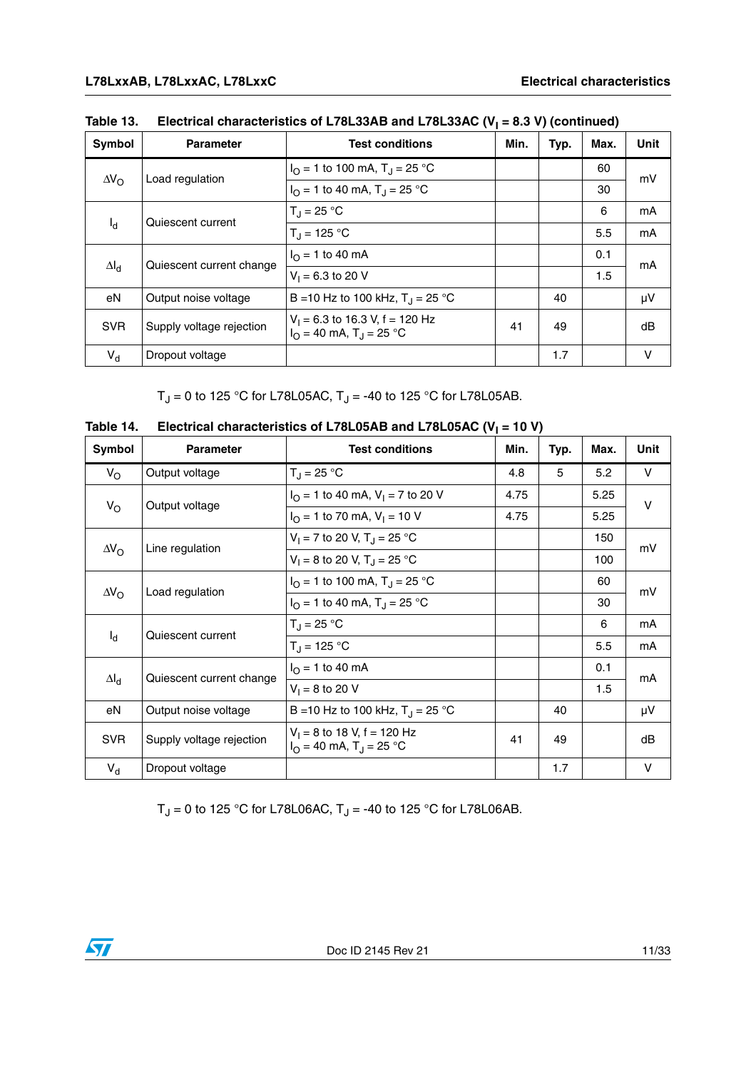Table 13. Electrical characteristics of L78L33AB and L78L33AC ($V_I$ = 8.3 V) (continued)

| Symbol | Parameter | Test conditions | Min. | Typ. | Max. | Unit |
|---|---|---|---|---|---|---|
| $\Delta V_O$ | Load regulation | $I_O$ = 1 to 100 mA, $T_J$ = 25 °C | | | 60 | mV |
| | | $I_O$ = 1 to 40 mA, $T_J$ = 25 °C | | | 30 | |
| $I_d$ | Quiescent current | $T_J$ = 25 °C | | | 6 | mA |
| | | $T_J$ = 125 °C | | | 5.5 | mA |
| $\Delta I_d$ | Quiescent current change | $I_O$ = 1 to 40 mA | | | 0.1 | mA |
| | | $V_I$ = 6.3 to 20 V | | | 1.5 | |
| eN | Output noise voltage | B =10 Hz to 100 kHz, $T_J$ = 25 °C | | 40 | | µV |
| SVR | Supply voltage rejection | $V_I$ = 6.3 to 16.3 V, f = 120 Hz $I_O$ = 40 mA, $T_J$ = 25 °C | 41 | 49 | | dB |
| $V_d$ | Dropout voltage | | | 1.7 | | V |

$T_J$ = 0 to 125 °C for L78L05AC, $T_J$ = -40 to 125 °C for L78L05AB.

Table 14. Electrical characteristics of L78L05AB and L78L05AC ($V_I$ = 10 V)

| Symbol | Parameter | Test conditions | Min. | Typ. | Max. | Unit |
|---|---|---|---|---|---|---|
| $V_O$ | Output voltage | $T_J$ = 25 °C | 4.8 | 5 | 5.2 | V |
| $V_O$ | Output voltage | $I_O$ = 1 to 40 mA, $V_I$ = 7 to 20 V | 4.75 | | 5.25 | V |
| | | $I_O$ = 1 to 70 mA, $V_I$ = 10 V | 4.75 | | 5.25 | |
| $\Delta V_O$ | Line regulation | $V_I$ = 7 to 20 V, $T_J$ = 25 °C | | | 150 | mV |
| | | $V_I$ = 8 to 20 V, $T_J$ = 25 °C | | | 100 | |
| $\Delta V_O$ | Load regulation | $I_O$ = 1 to 100 mA, $T_J$ = 25 °C | | | 60 | mV |
| | | $I_O$ = 1 to 40 mA, $T_J$ = 25 °C | | | 30 | |
| $I_d$ | Quiescent current | $T_J$ = 25 °C | | | 6 | mA |
| | | $T_J$ = 125 °C | | | 5.5 | mA |
| $\Delta I_d$ | Quiescent current change | $I_O$ = 1 to 40 mA | | | 0.1 | mA |
| | | $V_I$ = 8 to 20 V | | | 1.5 | |
| eN | Output noise voltage | B =10 Hz to 100 kHz, $T_J$ = 25 °C | | 40 | | µV |
| SVR | Supply voltage rejection | $V_I$ = 8 to 18 V, f = 120 Hz $I_O$ = 40 mA, $T_J$ = 25 °C | 41 | 49 | | dB |
| $V_d$ | Dropout voltage | | | 1.7 | | V |

$T_J$ = 0 to 125 °C for L78L06AC, $T_J$ = -40 to 125 °C for L78L06AB.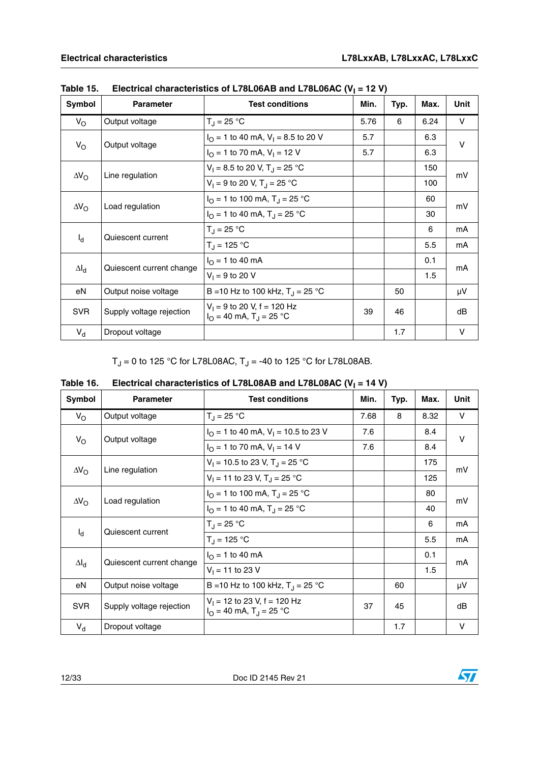**Table 15. Electrical characteristics of L78L06AB and L78L06AC ($V_I$ = 12 V)**

| Symbol | Parameter | Test conditions | Min. | Typ. | Max. | Unit |
|---|---|---|---|---|---|---|
| $V_O$ | Output voltage | $T_J$ = 25 °C | 5.76 | 6 | 6.24 | V |
| $V_O$ | Output voltage | $I_O$ = 1 to 40 mA, $V_I$ = 8.5 to 20 V | 5.7 | | 6.3 | V |
| | | $I_O$ = 1 to 70 mA, $V_I$ = 12 V | 5.7 | | 6.3 | |
| $\Delta V_O$ | Line regulation | $V_I$ = 8.5 to 20 V, $T_J$ = 25 °C | | | 150 | mV |
| | | $V_I$ = 9 to 20 V, $T_J$ = 25 °C | | | 100 | |
| $\Delta V_O$ | Load regulation | $I_O$ = 1 to 100 mA, $T_J$ = 25 °C | | | 60 | mV |
| | | $I_O$ = 1 to 40 mA, $T_J$ = 25 °C | | | 30 | |
| $I_d$ | Quiescent current | $T_J$ = 25 °C | | | 6 | mA |
| | | $T_J$ = 125 °C | | | 5.5 | mA |
| $\Delta I_d$ | Quiescent current change | $I_O$ = 1 to 40 mA | | | 0.1 | mA |
| | | $V_I$ = 9 to 20 V | | | 1.5 | |
| eN | Output noise voltage | B =10 Hz to 100 kHz, $T_J$ = 25 °C | | 50 | | µV |
| SVR | Supply voltage rejection | $V_I$ = 9 to 20 V, f = 120 Hz $I_O$ = 40 mA, $T_J$ = 25 °C | 39 | 46 | | dB |
| $V_d$ | Dropout voltage | | | 1.7 | | V |

$T_J$ = 0 to 125 °C for L78L08AC, $T_J$ = -40 to 125 °C for L78L08AB.

**Table 16. Electrical characteristics of L78L08AB and L78L08AC ($V_I$ = 14 V)**

| Symbol | Parameter | Test conditions | Min. | Typ. | Max. | Unit |
|---|---|---|---|---|---|---|
| $V_O$ | Output voltage | $T_J$ = 25 °C | 7.68 | 8 | 8.32 | V |
| $V_O$ | Output voltage | $I_O$ = 1 to 40 mA, $V_I$ = 10.5 to 23 V | 7.6 | | 8.4 | V |
| | | $I_O$ = 1 to 70 mA, $V_I$ = 14 V | 7.6 | | 8.4 | |
| $\Delta V_O$ | Line regulation | $V_I$ = 10.5 to 23 V, $T_J$ = 25 °C | | | 175 | mV |
| | | $V_I$ = 11 to 23 V, $T_J$ = 25 °C | | | 125 | |
| $\Delta V_O$ | Load regulation | $I_O$ = 1 to 100 mA, $T_J$ = 25 °C | | | 80 | mV |
| | | $I_O$ = 1 to 40 mA, $T_J$ = 25 °C | | | 40 | |
| $I_d$ | Quiescent current | $T_J$ = 25 °C | | | 6 | mA |
| | | $T_J$ = 125 °C | | | 5.5 | mA |
| $\Delta I_d$ | Quiescent current change | $I_O$ = 1 to 40 mA | | | 0.1 | mA |
| | | $V_I$ = 11 to 23 V | | | 1.5 | |
| eN | Output noise voltage | B =10 Hz to 100 kHz, $T_J$ = 25 °C | | 60 | | µV |
| SVR | Supply voltage rejection | $V_I$ = 12 to 23 V, f = 120 Hz $I_O$ = 40 mA, $T_J$ = 25 °C | 37 | 45 | | dB |
| $V_d$ | Dropout voltage | | | 1.7 | | V |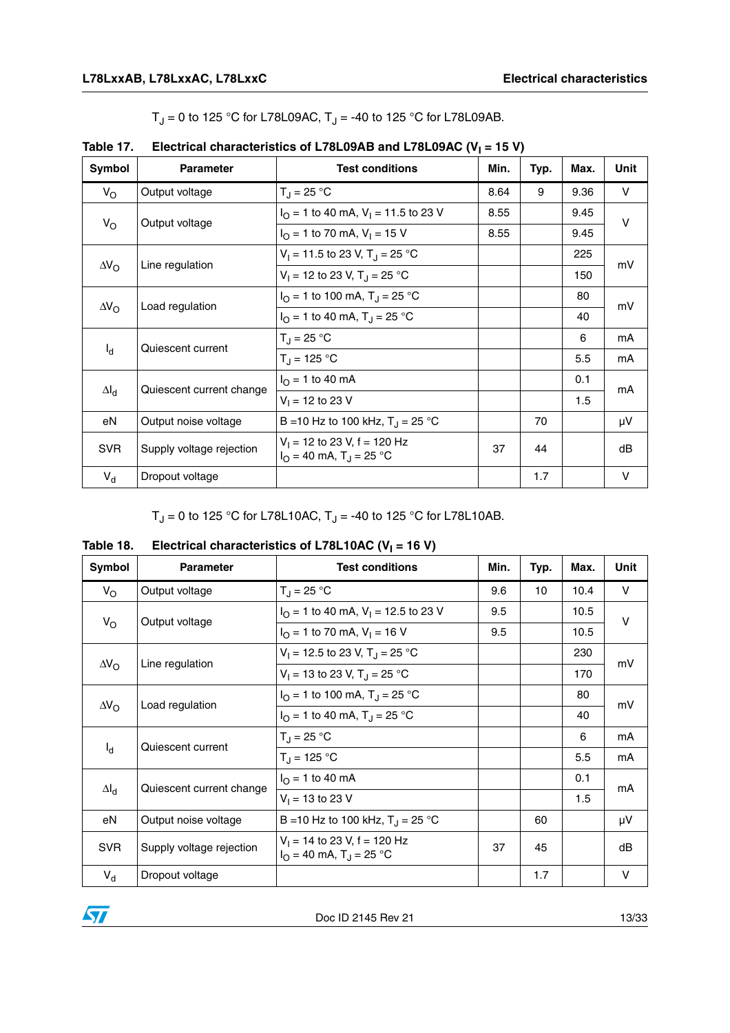$T_J$ = 0 to 125 °C for L78L09AC, $T_J$ = -40 to 125 °C for L78L09AB.

**Table 17. Electrical characteristics of L78L09AB and L78L09AC ($V_I$ = 15 V)**

| Symbol | Parameter | Test conditions | Min. | Typ. | Max. | Unit |
|---|---|---|---|---|---|---|
| $V_O$ | Output voltage | $T_J$ = 25 °C | 8.64 | 9 | 9.36 | V |
| $V_O$ | Output voltage | $I_O$ = 1 to 40 mA, $V_I$ = 11.5 to 23 V | 8.55 | | 9.45 | V |
| | | $I_O$ = 1 to 70 mA, $V_I$ = 15 V | 8.55 | | 9.45 | |
| $\Delta V_O$ | Line regulation | $V_I$ = 11.5 to 23 V, $T_J$ = 25 °C | | | 225 | mV |
| | | $V_I$ = 12 to 23 V, $T_J$ = 25 °C | | | 150 | |
| $\Delta V_O$ | Load regulation | $I_O$ = 1 to 100 mA, $T_J$ = 25 °C | | | 80 | mV |
| | | $I_O$ = 1 to 40 mA, $T_J$ = 25 °C | | | 40 | |
| $I_d$ | Quiescent current | $T_J$ = 25 °C | | | 6 | mA |
| | | $T_J$ = 125 °C | | | 5.5 | mA |
| $\Delta I_d$ | Quiescent current change | $I_O$ = 1 to 40 mA | | | 0.1 | mA |
| | | $V_I$ = 12 to 23 V | | | 1.5 | |
| eN | Output noise voltage | B =10 Hz to 100 kHz, $T_J$ = 25 °C | | 70 | | µV |
| SVR | Supply voltage rejection | $V_I$ = 12 to 23 V, f = 120 Hz $I_O$ = 40 mA, $T_J$ = 25 °C | 37 | 44 | | dB |
| $V_d$ | Dropout voltage | | | 1.7 | | V |

$T_J$ = 0 to 125 °C for L78L10AC, $T_J$ = -40 to 125 °C for L78L10AB.

**Table 18. Electrical characteristics of L78L10AC ($V_I$ = 16 V)**

| Symbol | Parameter | Test conditions | Min. | Typ. | Max. | Unit |
|---|---|---|---|---|---|---|
| $V_O$ | Output voltage | $T_J$ = 25 °C | 9.6 | 10 | 10.4 | V |
| $V_O$ | Output voltage | $I_O$ = 1 to 40 mA, $V_I$ = 12.5 to 23 V | 9.5 | | 10.5 | V |
| | | $I_O$ = 1 to 70 mA, $V_I$ = 16 V | 9.5 | | 10.5 | |
| $\Delta V_O$ | Line regulation | $V_I$ = 12.5 to 23 V, $T_J$ = 25 °C | | | 230 | mV |
| | | $V_I$ = 13 to 23 V, $T_J$ = 25 °C | | | 170 | |
| $\Delta V_O$ | Load regulation | $I_O$ = 1 to 100 mA, $T_J$ = 25 °C | | | 80 | mV |
| | | $I_O$ = 1 to 40 mA, $T_J$ = 25 °C | | | 40 | |
| $I_d$ | Quiescent current | $T_J$ = 25 °C | | | 6 | mA |
| | | $T_J$ = 125 °C | | | 5.5 | mA |
| $\Delta I_d$ | Quiescent current change | $I_O$ = 1 to 40 mA | | | 0.1 | mA |
| | | $V_I$ = 13 to 23 V | | | 1.5 | |
| eN | Output noise voltage | B =10 Hz to 100 kHz, $T_J$ = 25 °C | | 60 | | µV |
| SVR | Supply voltage rejection | $V_I$ = 14 to 23 V, f = 120 Hz $I_O$ = 40 mA, $T_J$ = 25 °C | 37 | 45 | | dB |
| $V_d$ | Dropout voltage | | | 1.7 | | V |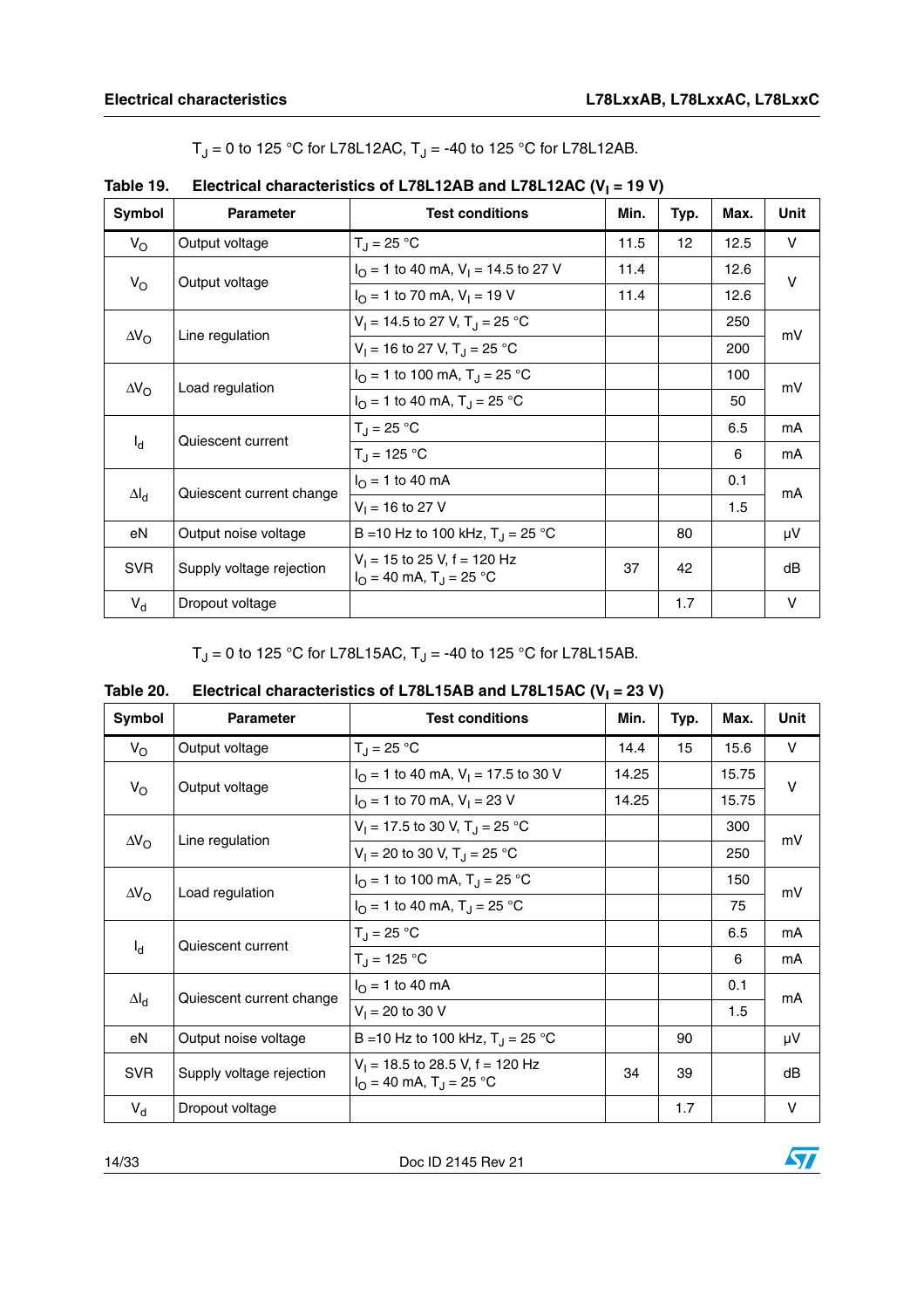$T_J$ = 0 to 125 °C for L78L12AC, $T_J$ = -40 to 125 °C for L78L12AB.

**Table 19. Electrical characteristics of L78L12AB and L78L12AC ($V_I$ = 19 V)**

| Symbol | Parameter | Test conditions | Min. | Typ. | Max. | Unit |
|---|---|---|---|---|---|---|
| $V_O$ | Output voltage | $T_J$ = 25 °C | 11.5 | 12 | 12.5 | V |
| $V_O$ | Output voltage | $I_O$ = 1 to 40 mA, $V_I$ = 14.5 to 27 V | 11.4 | | 12.6 | V |
| | | $I_O$ = 1 to 70 mA, $V_I$ = 19 V | 11.4 | | 12.6 | |
| $\Delta V_O$ | Line regulation | $V_I$ = 14.5 to 27 V, $T_J$ = 25 °C | | | 250 | mV |
| | | $V_I$ = 16 to 27 V, $T_J$ = 25 °C | | | 200 | |
| $\Delta V_O$ | Load regulation | $I_O$ = 1 to 100 mA, $T_J$ = 25 °C | | | 100 | mV |
| | | $I_O$ = 1 to 40 mA, $T_J$ = 25 °C | | | 50 | |
| $I_d$ | Quiescent current | $T_J$ = 25 °C | | | 6.5 | mA |
| | | $T_J$ = 125 °C | | | 6 | mA |
| $\Delta I_d$ | Quiescent current change | $I_O$ = 1 to 40 mA | | | 0.1 | mA |
| | | $V_I$ = 16 to 27 V | | | 1.5 | |
| eN | Output noise voltage | B =10 Hz to 100 kHz, $T_J$ = 25 °C | | 80 | | µV |
| SVR | Supply voltage rejection | $V_I$ = 15 to 25 V, f = 120 Hz<br>$I_O$ = 40 mA, $T_J$ = 25 °C | 37 | 42 | | dB |
| $V_d$ | Dropout voltage | | | 1.7 | | V |

$T_J$ = 0 to 125 °C for L78L15AC, $T_J$ = -40 to 125 °C for L78L15AB.

**Table 20. Electrical characteristics of L78L15AB and L78L15AC ($V_I$ = 23 V)**

| Symbol | Parameter | Test conditions | Min. | Typ. | Max. | Unit |
|---|---|---|---|---|---|---|
| $V_O$ | Output voltage | $T_J$ = 25 °C | 14.4 | 15 | 15.6 | V |
| $V_O$ | Output voltage | $I_O$ = 1 to 40 mA, $V_I$ = 17.5 to 30 V | 14.25 | | 15.75 | V |
| | | $I_O$ = 1 to 70 mA, $V_I$ = 23 V | 14.25 | | 15.75 | |
| $\Delta V_O$ | Line regulation | $V_I$ = 17.5 to 30 V, $T_J$ = 25 °C | | | 300 | mV |
| | | $V_I$ = 20 to 30 V, $T_J$ = 25 °C | | | 250 | |
| $\Delta V_O$ | Load regulation | $I_O$ = 1 to 100 mA, $T_J$ = 25 °C | | | 150 | mV |
| | | $I_O$ = 1 to 40 mA, $T_J$ = 25 °C | | | 75 | |
| $I_d$ | Quiescent current | $T_J$ = 25 °C | | | 6.5 | mA |
| | | $T_J$ = 125 °C | | | 6 | mA |
| $\Delta I_d$ | Quiescent current change | $I_O$ = 1 to 40 mA | | | 0.1 | mA |
| | | $V_I$ = 20 to 30 V | | | 1.5 | |
| eN | Output noise voltage | B =10 Hz to 100 kHz, $T_J$ = 25 °C | | 90 | | µV |
| SVR | Supply voltage rejection | $V_I$ = 18.5 to 28.5 V, f = 120 Hz<br>$I_O$ = 40 mA, $T_J$ = 25 °C | 34 | 39 | | dB |
| $V_d$ | Dropout voltage | | | 1.7 | | V |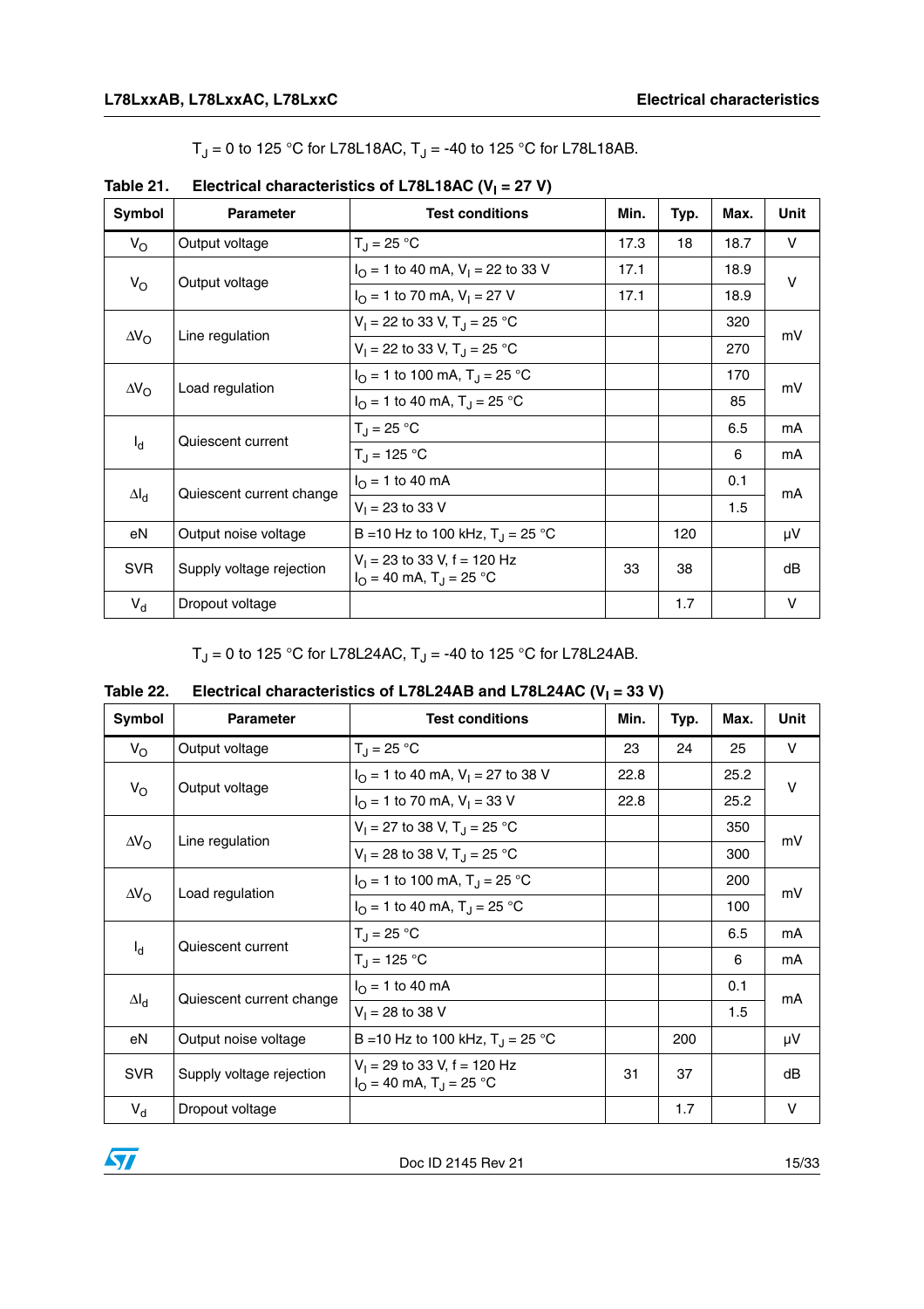$T_J$ = 0 to 125 °C for L78L18AC, $T_J$ = -40 to 125 °C for L78L18AB.

**Table 21. Electrical characteristics of L78L18AC ($V_I$ = 27 V)**

| Symbol | Parameter | Test conditions | Min. | Typ. | Max. | Unit |
|---|---|---|---|---|---|---|
| $V_O$ | Output voltage | $T_J$ = 25 °C | 17.3 | 18 | 18.7 | V |
| $V_O$ | Output voltage | $I_O$ = 1 to 40 mA, $V_I$ = 22 to 33 V | 17.1 | | 18.9 | V |
| | | $I_O$ = 1 to 70 mA, $V_I$ = 27 V | 17.1 | | 18.9 | |
| $\Delta V_O$ | Line regulation | $V_I$ = 22 to 33 V, $T_J$ = 25 °C | | | 320 | mV |
| | | $V_I$ = 22 to 33 V, $T_J$ = 25 °C | | | 270 | |
| $\Delta V_O$ | Load regulation | $I_O$ = 1 to 100 mA, $T_J$ = 25 °C | | | 170 | mV |
| | | $I_O$ = 1 to 40 mA, $T_J$ = 25 °C | | | 85 | |
| $I_d$ | Quiescent current | $T_J$ = 25 °C | | | 6.5 | mA |
| | | $T_J$ = 125 °C | | | 6 | mA |
| $\Delta I_d$ | Quiescent current change | $I_O$ = 1 to 40 mA | | | 0.1 | mA |
| | | $V_I$ = 23 to 33 V | | | 1.5 | |
| eN | Output noise voltage | B =10 Hz to 100 kHz, $T_J$ = 25 °C | | 120 | | µV |
| SVR | Supply voltage rejection | $V_I$ = 23 to 33 V, f = 120 Hz<br>$I_O$ = 40 mA, $T_J$ = 25 °C | 33 | 38 | | dB |
| $V_d$ | Dropout voltage | | | 1.7 | | V |

$T_J$ = 0 to 125 °C for L78L24AC, $T_J$ = -40 to 125 °C for L78L24AB.

**Table 22. Electrical characteristics of L78L24AB and L78L24AC ($V_I$ = 33 V)**

| Symbol | Parameter | Test conditions | Min. | Typ. | Max. | Unit |
|---|---|---|---|---|---|---|
| $V_O$ | Output voltage | $T_J$ = 25 °C | 23 | 24 | 25 | V |
| $V_O$ | Output voltage | $I_O$ = 1 to 40 mA, $V_I$ = 27 to 38 V | 22.8 | | 25.2 | V |
| | | $I_O$ = 1 to 70 mA, $V_I$ = 33 V | 22.8 | | 25.2 | |
| $\Delta V_O$ | Line regulation | $V_I$ = 27 to 38 V, $T_J$ = 25 °C | | | 350 | mV |
| | | $V_I$ = 28 to 38 V, $T_J$ = 25 °C | | | 300 | |
| $\Delta V_O$ | Load regulation | $I_O$ = 1 to 100 mA, $T_J$ = 25 °C | | | 200 | mV |
| | | $I_O$ = 1 to 40 mA, $T_J$ = 25 °C | | | 100 | |
| $I_d$ | Quiescent current | $T_J$ = 25 °C | | | 6.5 | mA |
| | | $T_J$ = 125 °C | | | 6 | mA |
| $\Delta I_d$ | Quiescent current change | $I_O$ = 1 to 40 mA | | | 0.1 | mA |
| | | $V_I$ = 28 to 38 V | | | 1.5 | |
| eN | Output noise voltage | B =10 Hz to 100 kHz, $T_J$ = 25 °C | | 200 | | µV |
| SVR | Supply voltage rejection | $V_I$ = 29 to 33 V, f = 120 Hz<br>$I_O$ = 40 mA, $T_J$ = 25 °C | 31 | 37 | | dB |
| $V_d$ | Dropout voltage | | | 1.7 | | V |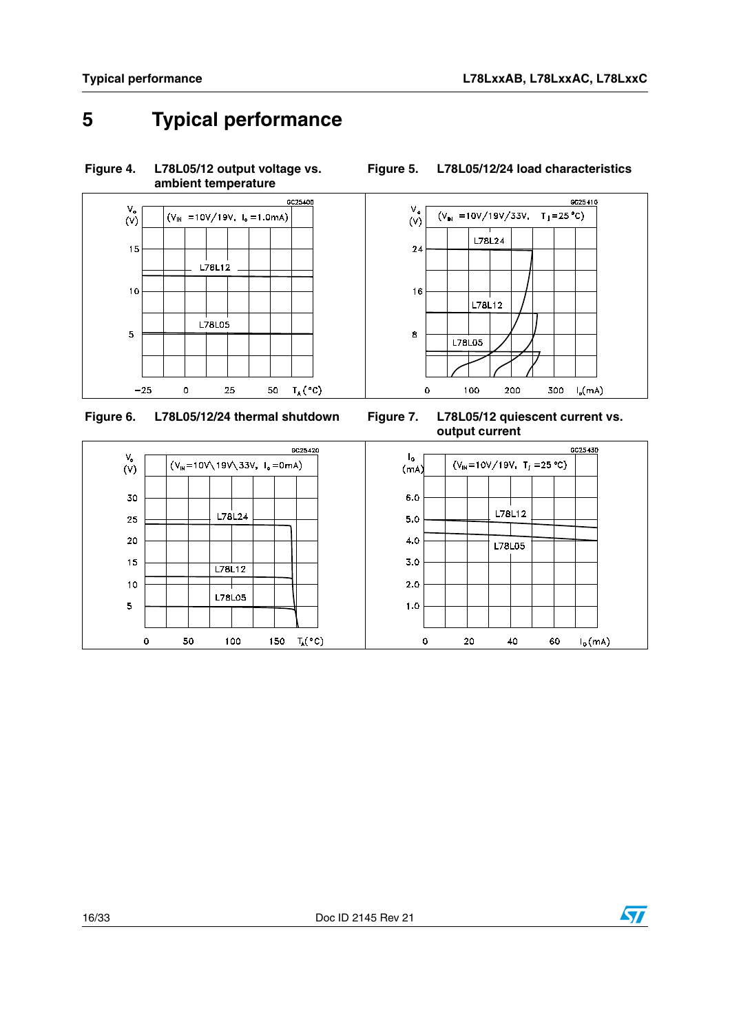# 5 Typical performance

**Figure 4. L78L05/12 output voltage vs. ambient temperature**

**Figure 5. L78L05/12/24 load characteristics**

**Figure 6. L78L05/12/24 thermal shutdown**

**Figure 7. L78L05/12 quiescent current vs. output current**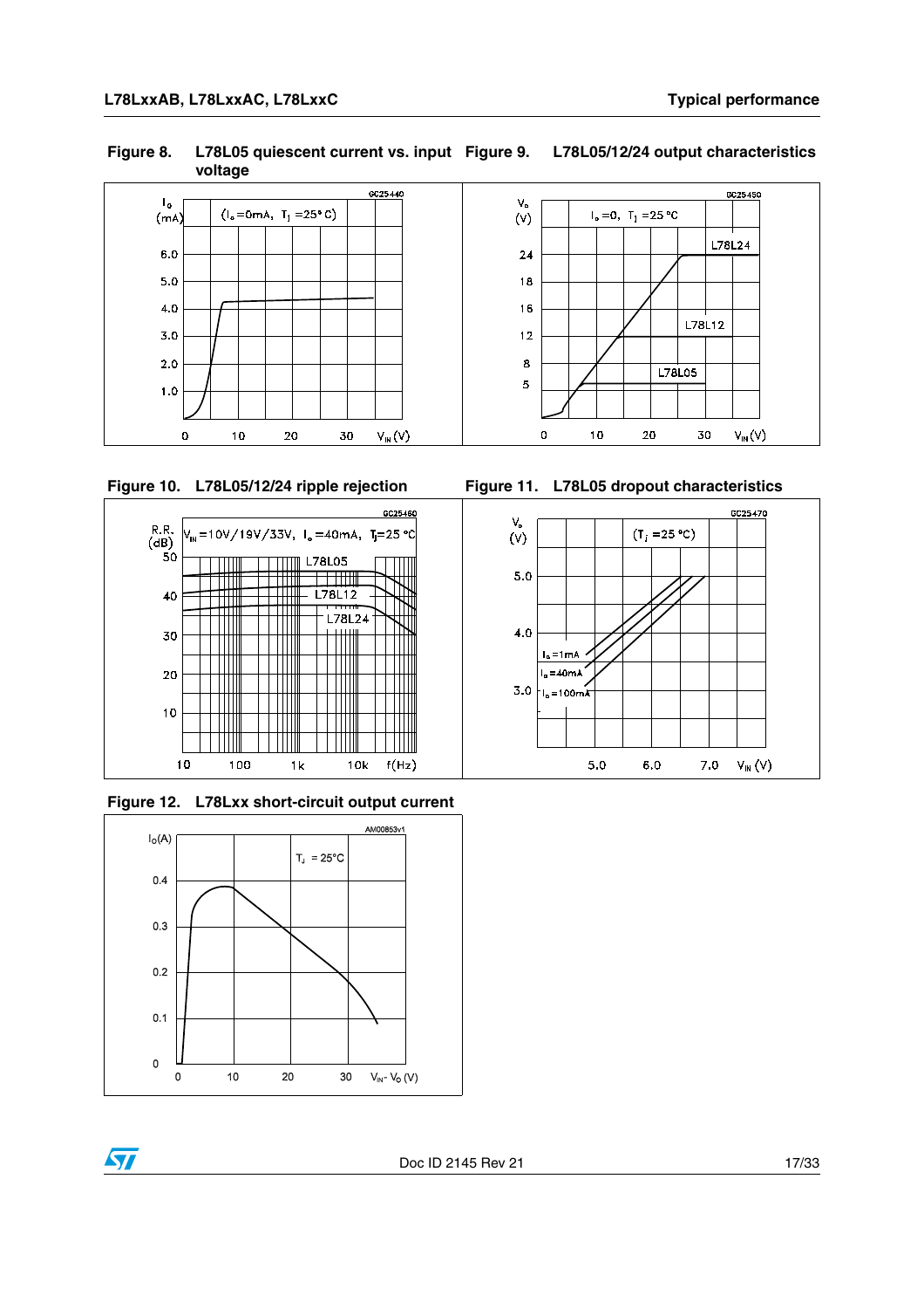Figure 8. L78L05 quiescent current vs. input voltage

Figure 9. L78L05/12/24 output characteristics

Figure 10. L78L05/12/24 ripple rejection

Figure 11. L78L05 dropout characteristics

Figure 12. L78Lxx short-circuit output current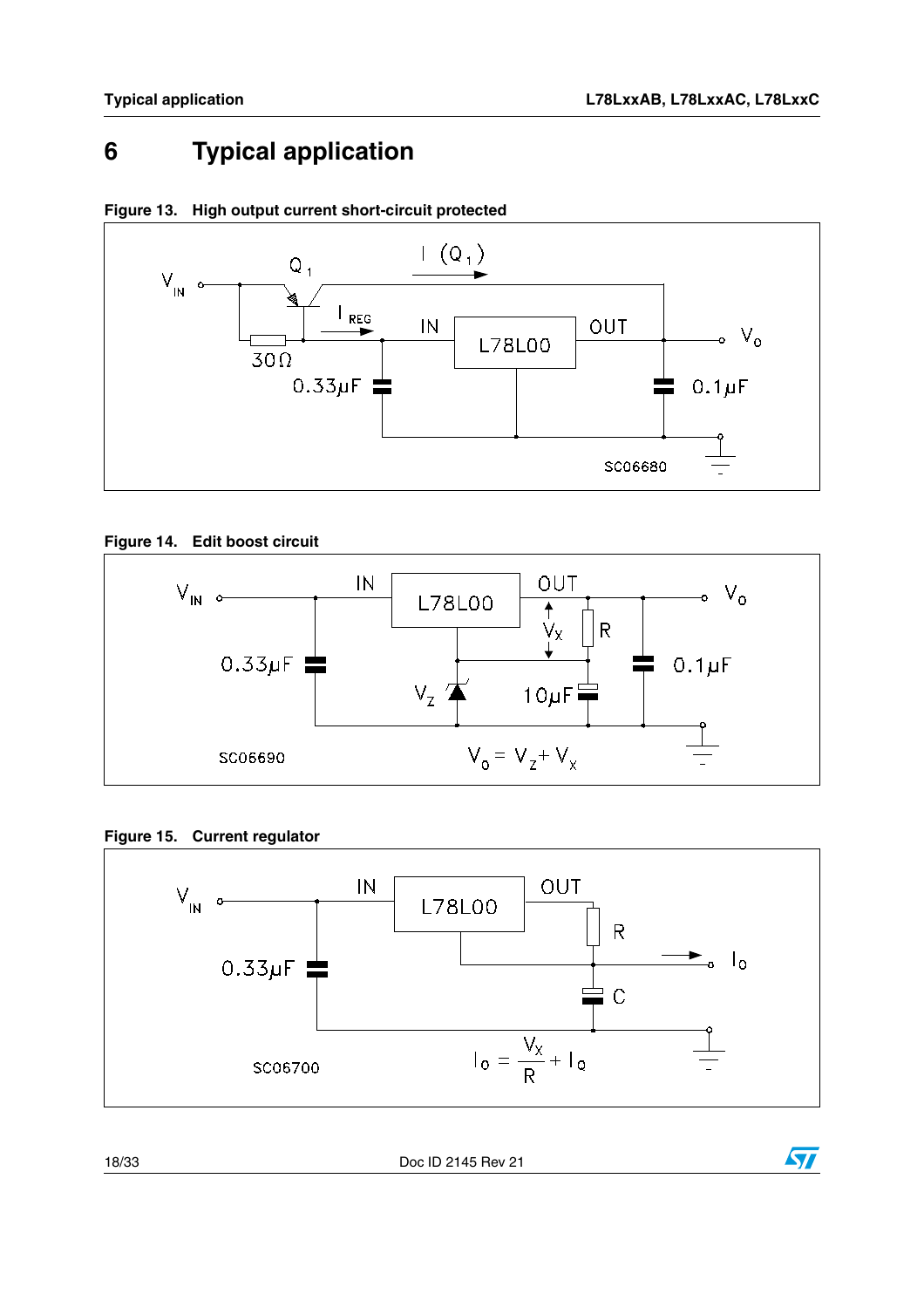# 6 Typical application

**Figure 13. High output current short-circuit protected**

**Figure 14. Edit boost circuit**

$$V_O = V_Z + V_X$$

**Figure 15. Current regulator**

$$I_O = \frac{V_X}{R} + I_Q$$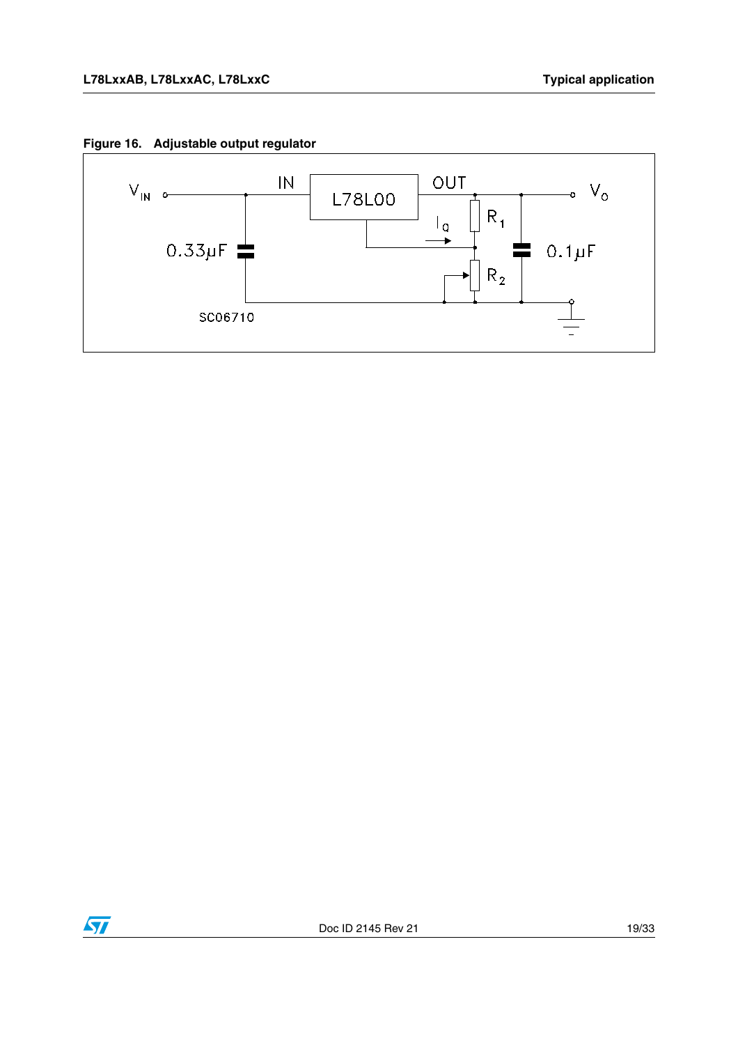**Figure 16. Adjustable output regulator**

IN OUT L78L00 $V_{IN}$ $V_O$ 0.33µF 0.1µF $I_Q$ $R_1$ $R_2$ SC06710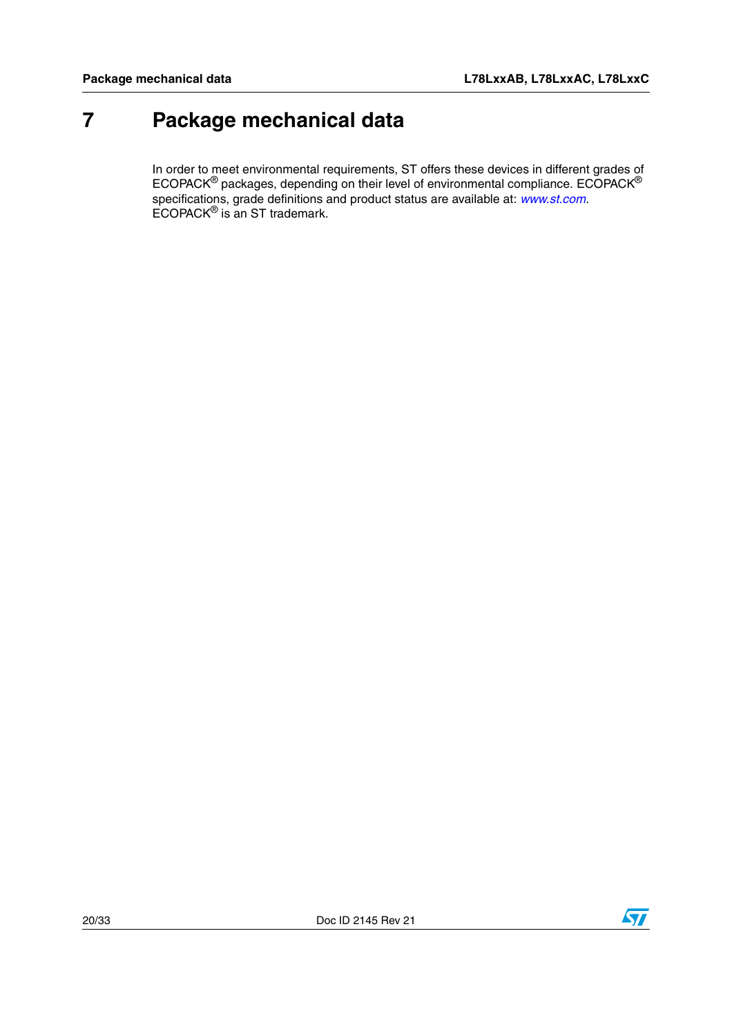# 7 Package mechanical data

In order to meet environmental requirements, ST offers these devices in different grades of ECOPACK® packages, depending on their level of environmental compliance. ECOPACK® specifications, grade definitions and product status are available at: *www.st.com*. ECOPACK® is an ST trademark.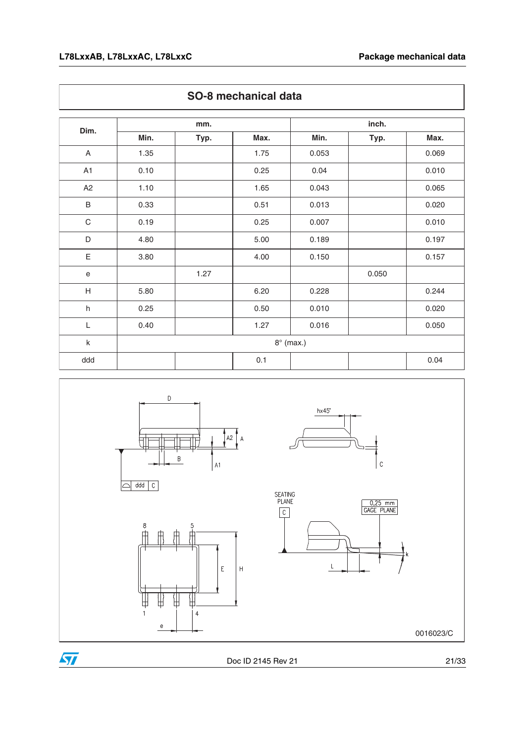## SO-8 mechanical data

| Dim. | mm. | | | inch. | | |
|---|---|---|---|---|---|---|
| | Min. | Typ. | Max. | Min. | Typ. | Max. |
| A | 1.35 | | 1.75 | 0.053 | | 0.069 |
| A1 | 0.10 | | 0.25 | 0.04 | | 0.010 |
| A2 | 1.10 | | 1.65 | 0.043 | | 0.065 |
| B | 0.33 | | 0.51 | 0.013 | | 0.020 |
| C | 0.19 | | 0.25 | 0.007 | | 0.010 |
| D | 4.80 | | 5.00 | 0.189 | | 0.197 |
| E | 3.80 | | 4.00 | 0.150 | | 0.157 |
| e | | 1.27 | | | 0.050 | |
| H | 5.80 | | 6.20 | 0.228 | | 0.244 |
| h | 0.25 | | 0.50 | 0.010 | | 0.020 |
| L | 0.40 | | 1.27 | 0.016 | | 0.050 |
| k | 8° (max.) | | | | | |
| ddd | | | 0.1 | | | 0.04 |

0016023/C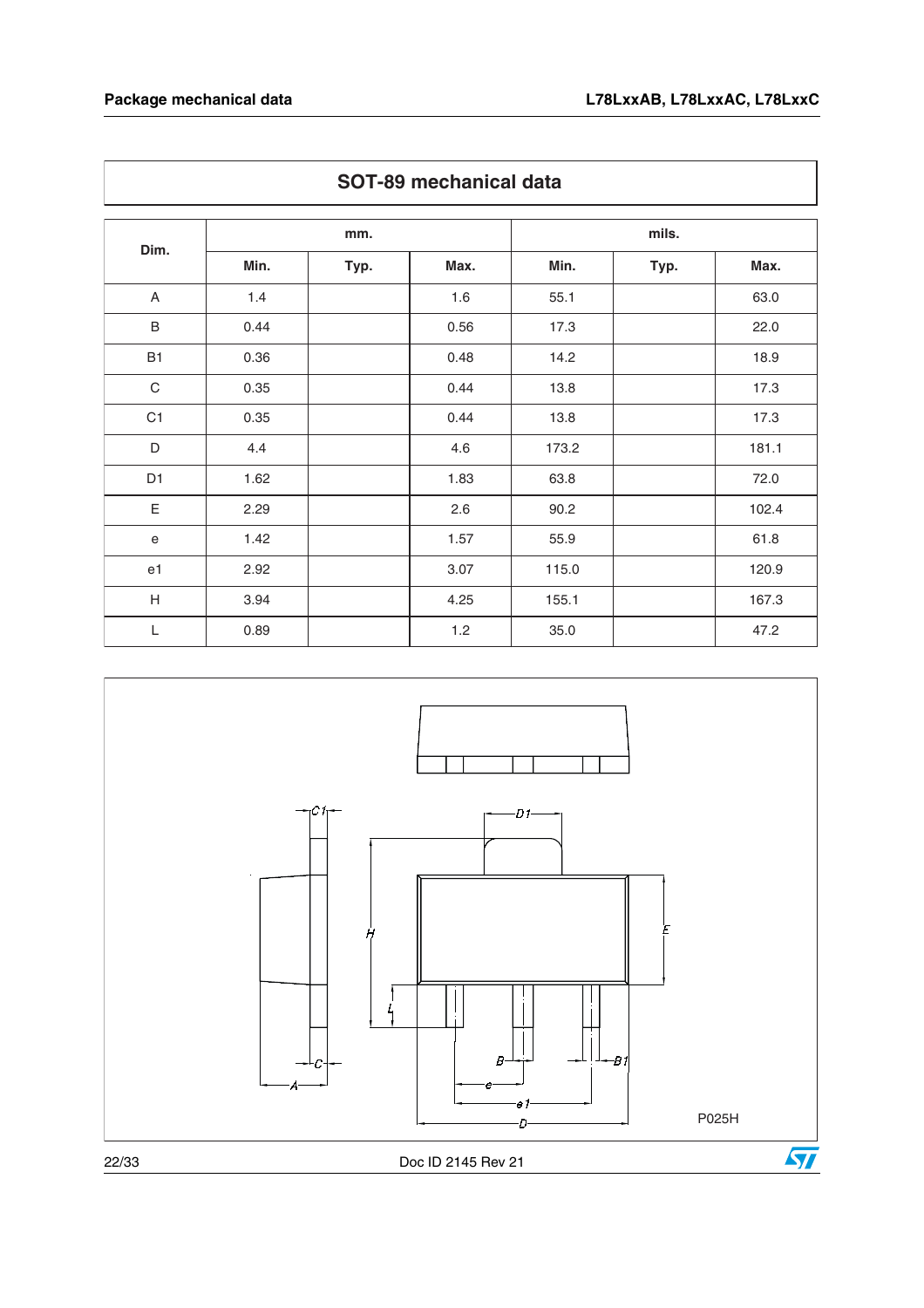## SOT-89 mechanical data

| Dim. | mm. | | | mils. | | |
|---|---|---|---|---|---|---|
| | Min. | Typ. | Max. | Min. | Typ. | Max. |
| A | 1.4 | | 1.6 | 55.1 | | 63.0 |
| B | 0.44 | | 0.56 | 17.3 | | 22.0 |
| B1 | 0.36 | | 0.48 | 14.2 | | 18.9 |
| C | 0.35 | | 0.44 | 13.8 | | 17.3 |
| C1 | 0.35 | | 0.44 | 13.8 | | 17.3 |
| D | 4.4 | | 4.6 | 173.2 | | 181.1 |
| D1 | 1.62 | | 1.83 | 63.8 | | 72.0 |
| E | 2.29 | | 2.6 | 90.2 | | 102.4 |
| e | 1.42 | | 1.57 | 55.9 | | 61.8 |
| e1 | 2.92 | | 3.07 | 115.0 | | 120.9 |
| H | 3.94 | | 4.25 | 155.1 | | 167.3 |
| L | 0.89 | | 1.2 | 35.0 | | 47.2 |

P025H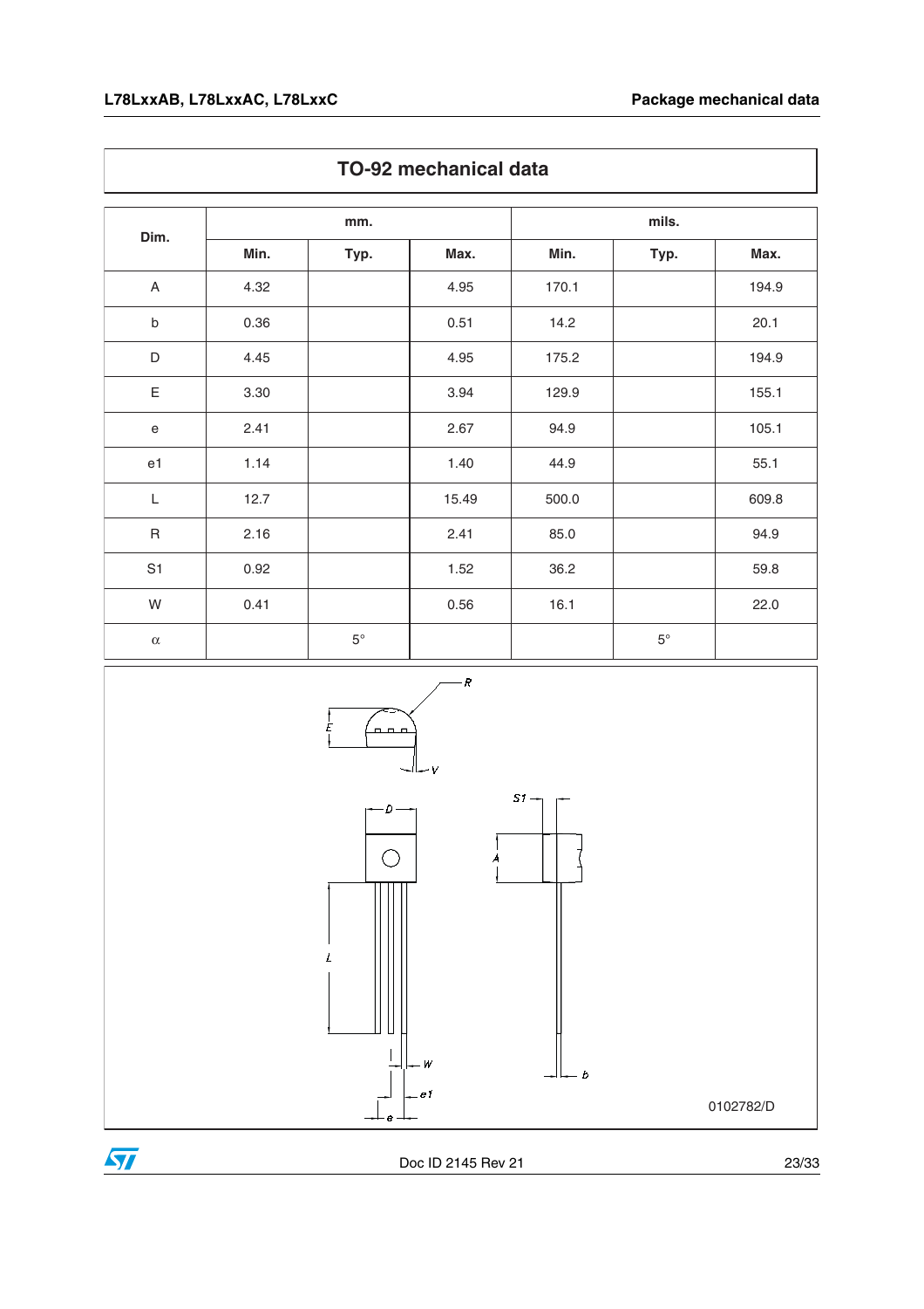## TO-92 mechanical data

| Dim. | mm. | | | mils. | | |
|---|---|---|---|---|---|---|
| | Min. | Typ. | Max. | Min. | Typ. | Max. |
| A | 4.32 | | 4.95 | 170.1 | | 194.9 |
| b | 0.36 | | 0.51 | 14.2 | | 20.1 |
| D | 4.45 | | 4.95 | 175.2 | | 194.9 |
| E | 3.30 | | 3.94 | 129.9 | | 155.1 |
| e | 2.41 | | 2.67 | 94.9 | | 105.1 |
| e1 | 1.14 | | 1.40 | 44.9 | | 55.1 |
| L | 12.7 | | 15.49 | 500.0 | | 609.8 |
| R | 2.16 | | 2.41 | 85.0 | | 94.9 |
| S1 | 0.92 | | 1.52 | 36.2 | | 59.8 |
| W | 0.41 | | 0.56 | 16.1 | | 22.0 |
| $\alpha$ | | 5° | | | 5° | |

0102782/D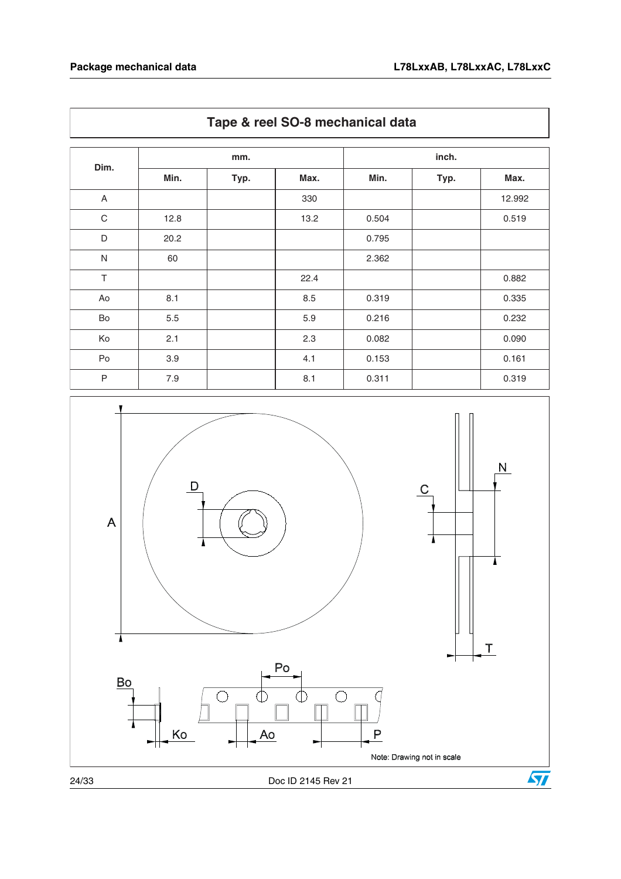## Tape & reel SO-8 mechanical data

| Dim. | mm. | | | inch. | | |
|---|---|---|---|---|---|---|
| | Min. | Typ. | Max. | Min. | Typ. | Max. |
| A | | | 330 | | | 12.992 |
| C | 12.8 | | 13.2 | 0.504 | | 0.519 |
| D | 20.2 | | | 0.795 | | |
| N | 60 | | | 2.362 | | |
| T | | | 22.4 | | | 0.882 |
| Ao | 8.1 | | 8.5 | 0.319 | | 0.335 |
| Bo | 5.5 | | 5.9 | 0.216 | | 0.232 |
| Ko | 2.1 | | 2.3 | 0.082 | | 0.090 |
| Po | 3.9 | | 4.1 | 0.153 | | 0.161 |
| P | 7.9 | | 8.1 | 0.311 | | 0.319 |

Note: Drawing not in scale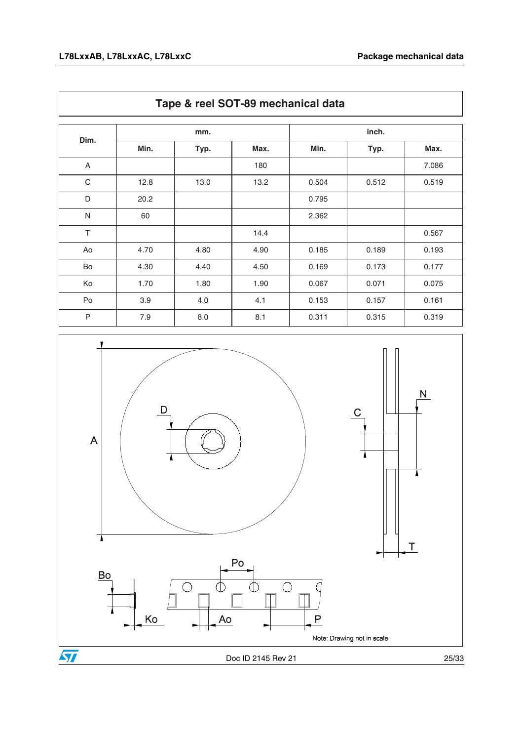## Tape & reel SOT-89 mechanical data

| Dim. | mm. | | | inch. | | |
|---|---|---|---|---|---|---|
| | Min. | Typ. | Max. | Min. | Typ. | Max. |
| A | | | 180 | | | 7.086 |
| C | 12.8 | 13.0 | 13.2 | 0.504 | 0.512 | 0.519 |
| D | 20.2 | | | 0.795 | | |
| N | 60 | | | 2.362 | | |
| T | | | 14.4 | | | 0.567 |
| Ao | 4.70 | 4.80 | 4.90 | 0.185 | 0.189 | 0.193 |
| Bo | 4.30 | 4.40 | 4.50 | 0.169 | 0.173 | 0.177 |
| Ko | 1.70 | 1.80 | 1.90 | 0.067 | 0.071 | 0.075 |
| Po | 3.9 | 4.0 | 4.1 | 0.153 | 0.157 | 0.161 |
| P | 7.9 | 8.0 | 8.1 | 0.311 | 0.315 | 0.319 |

Note: Drawing not in scale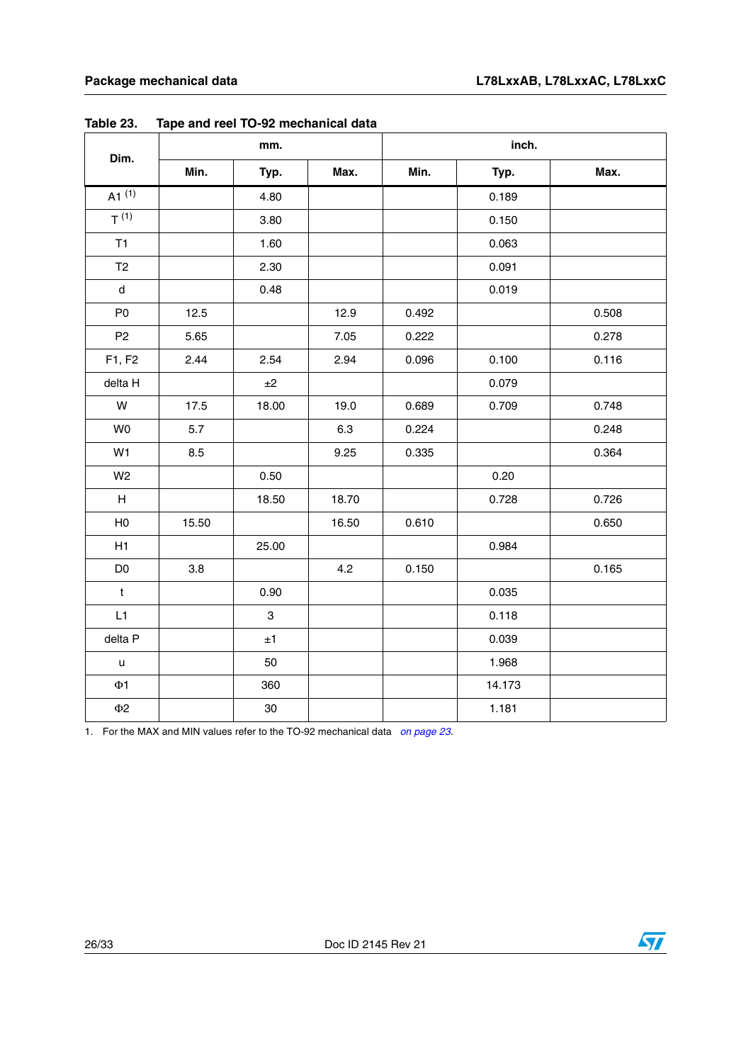Table 23. Tape and reel TO-92 mechanical data

| Dim. | mm. | | | inch. | | |
|---|---|---|---|---|---|---|
| | Min. | Typ. | Max. | Min. | Typ. | Max. |
| A1 [(1)] | | 4.80 | | | 0.189 | |
| T [(1)] | | 3.80 | | | 0.150 | |
| T1 | | 1.60 | | | 0.063 | |
| T2 | | 2.30 | | | 0.091 | |
| d | | 0.48 | | | 0.019 | |
| P0 | 12.5 | | 12.9 | 0.492 | | 0.508 |
| P2 | 5.65 | | 7.05 | 0.222 | | 0.278 |
| F1, F2 | 2.44 | 2.54 | 2.94 | 0.096 | 0.100 | 0.116 |
| delta H | | ±2 | | | 0.079 | |
| W | 17.5 | 18.00 | 19.0 | 0.689 | 0.709 | 0.748 |
| W0 | 5.7 | | 6.3 | 0.224 | | 0.248 |
| W1 | 8.5 | | 9.25 | 0.335 | | 0.364 |
| W2 | | 0.50 | | | 0.20 | |
| H | | 18.50 | 18.70 | | 0.728 | 0.726 |
| H0 | 15.50 | | 16.50 | 0.610 | | 0.650 |
| H1 | | 25.00 | | | 0.984 | |
| D0 | 3.8 | | 4.2 | 0.150 | | 0.165 |
| t | | 0.90 | | | 0.035 | |
| L1 | | 3 | | | 0.118 | |
| delta P | | ±1 | | | 0.039 | |
| u | | 50 | | | 1.968 | |
| Φ1 | | 360 | | | 14.173 | |
| Φ2 | | 30 | | | 1.181 | |

1. For the MAX and MIN values refer to the TO-92 mechanical data *on page 23*.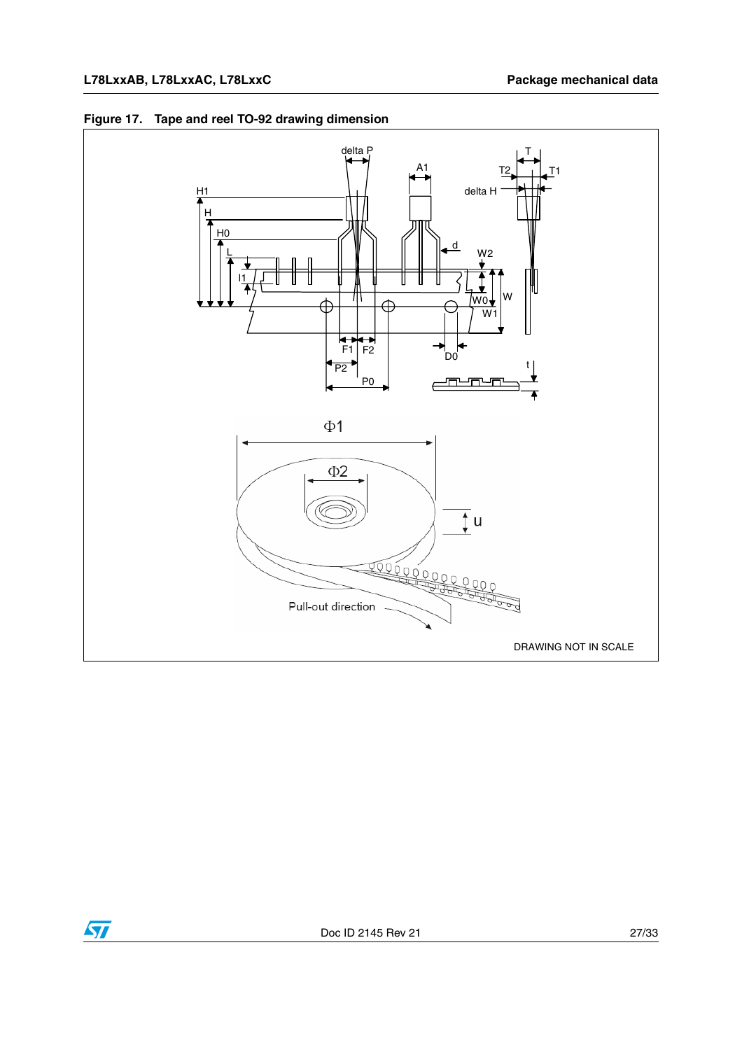**Figure 17. Tape and reel TO-92 drawing dimension**

DRAWING NOT IN SCALE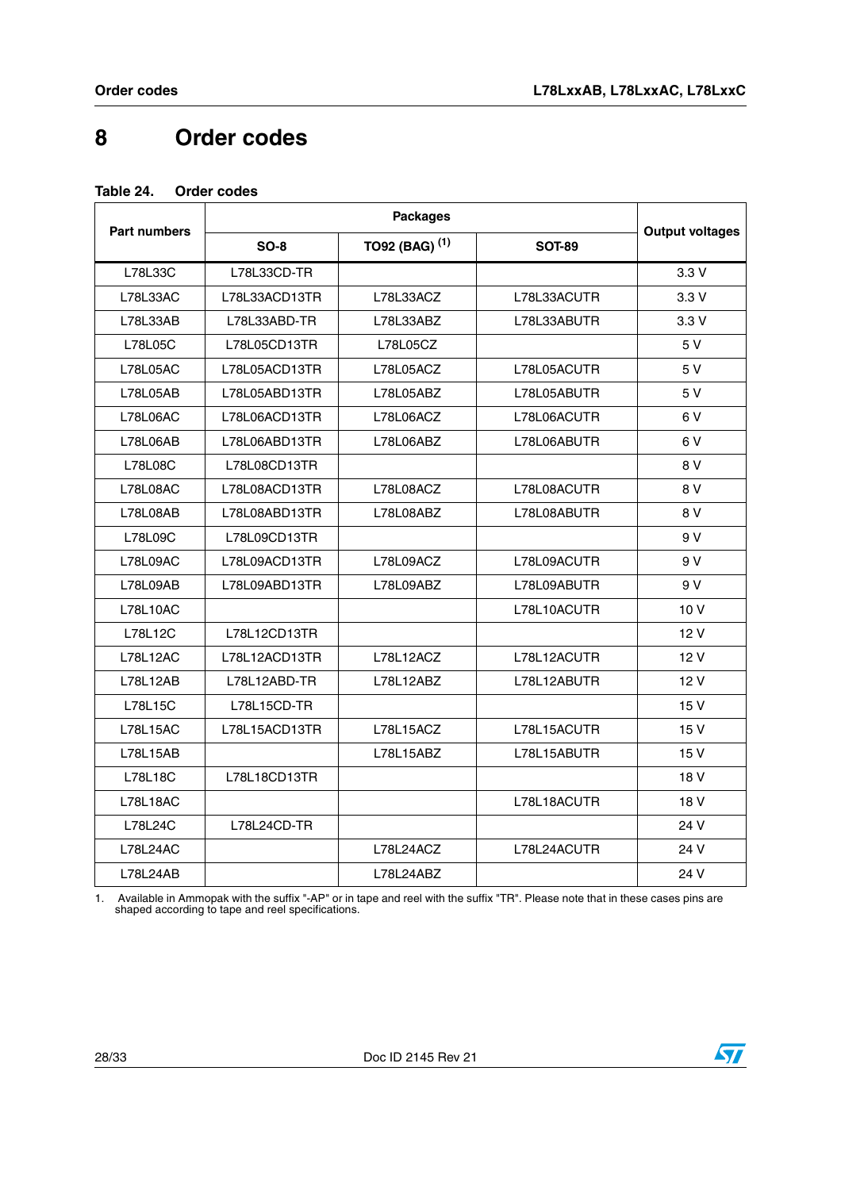# 8 Order codes

**Table 24. Order codes**

| Part numbers | Packages | | | Output voltages |
|---|---|---|---|---|
| | SO-8 | TO92 (BAG) [(1)] | SOT-89 | |
| L78L33C | L78L33CD-TR | | | 3.3 V |
| L78L33AC | L78L33ACD13TR | L78L33ACZ | L78L33ACUTR | 3.3 V |
| L78L33AB | L78L33ABD-TR | L78L33ABZ | L78L33ABUTR | 3.3 V |
| L78L05C | L78L05CD13TR | L78L05CZ | | 5 V |
| L78L05AC | L78L05ACD13TR | L78L05ACZ | L78L05ACUTR | 5 V |
| L78L05AB | L78L05ABD13TR | L78L05ABZ | L78L05ABUTR | 5 V |
| L78L06AC | L78L06ACD13TR | L78L06ACZ | L78L06ACUTR | 6 V |
| L78L06AB | L78L06ABD13TR | L78L06ABZ | L78L06ABUTR | 6 V |
| L78L08C | L78L08CD13TR | | | 8 V |
| L78L08AC | L78L08ACD13TR | L78L08ACZ | L78L08ACUTR | 8 V |
| L78L08AB | L78L08ABD13TR | L78L08ABZ | L78L08ABUTR | 8 V |
| L78L09C | L78L09CD13TR | | | 9 V |
| L78L09AC | L78L09ACD13TR | L78L09ACZ | L78L09ACUTR | 9 V |
| L78L09AB | L78L09ABD13TR | L78L09ABZ | L78L09ABUTR | 9 V |
| L78L10AC | | | L78L10ACUTR | 10 V |
| L78L12C | L78L12CD13TR | | | 12 V |
| L78L12AC | L78L12ACD13TR | L78L12ACZ | L78L12ACUTR | 12 V |
| L78L12AB | L78L12ABD-TR | L78L12ABZ | L78L12ABUTR | 12 V |
| L78L15C | L78L15CD-TR | | | 15 V |
| L78L15AC | L78L15ACD13TR | L78L15ACZ | L78L15ACUTR | 15 V |
| L78L15AB | | L78L15ABZ | L78L15ABUTR | 15 V |
| L78L18C | L78L18CD13TR | | | 18 V |
| L78L18AC | | | L78L18ACUTR | 18 V |
| L78L24C | L78L24CD-TR | | | 24 V |
| L78L24AC | | L78L24ACZ | L78L24ACUTR | 24 V |
| L78L24AB | | L78L24ABZ | | 24 V |

1. Available in Ammopak with the suffix "-AP" or in tape and reel with the suffix "TR". Please note that in these cases pins are shaped according to tape and reel specifications.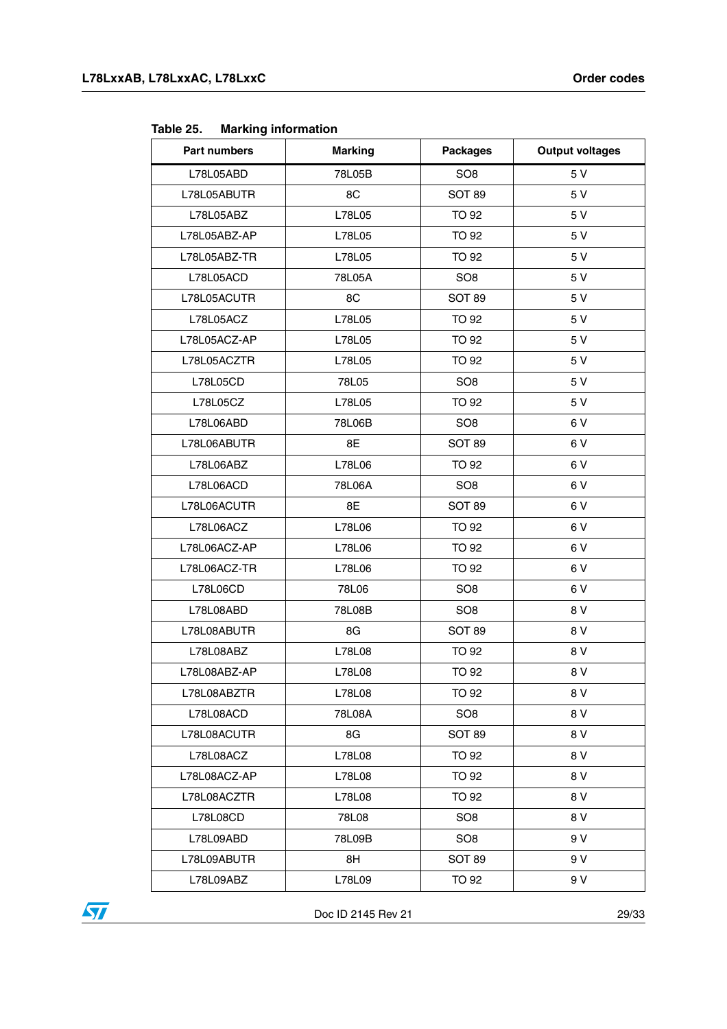**Table 25. Marking information**

| Part numbers | Marking | Packages | Output voltages |
|---|---|---|---|
| L78L05ABD | 78L05B | SO8 | 5 V |
| L78L05ABUTR | 8C | SOT 89 | 5 V |
| L78L05ABZ | L78L05 | TO 92 | 5 V |
| L78L05ABZ-AP | L78L05 | TO 92 | 5 V |
| L78L05ABZ-TR | L78L05 | TO 92 | 5 V |
| L78L05ACD | 78L05A | SO8 | 5 V |
| L78L05ACUTR | 8C | SOT 89 | 5 V |
| L78L05ACZ | L78L05 | TO 92 | 5 V |
| L78L05ACZ-AP | L78L05 | TO 92 | 5 V |
| L78L05ACZTR | L78L05 | TO 92 | 5 V |
| L78L05CD | 78L05 | SO8 | 5 V |
| L78L05CZ | L78L05 | TO 92 | 5 V |
| L78L06ABD | 78L06B | SO8 | 6 V |
| L78L06ABUTR | 8E | SOT 89 | 6 V |
| L78L06ABZ | L78L06 | TO 92 | 6 V |
| L78L06ACD | 78L06A | SO8 | 6 V |
| L78L06ACUTR | 8E | SOT 89 | 6 V |
| L78L06ACZ | L78L06 | TO 92 | 6 V |
| L78L06ACZ-AP | L78L06 | TO 92 | 6 V |
| L78L06ACZ-TR | L78L06 | TO 92 | 6 V |
| L78L06CD | 78L06 | SO8 | 6 V |
| L78L08ABD | 78L08B | SO8 | 8 V |
| L78L08ABUTR | 8G | SOT 89 | 8 V |
| L78L08ABZ | L78L08 | TO 92 | 8 V |
| L78L08ABZ-AP | L78L08 | TO 92 | 8 V |
| L78L08ABZTR | L78L08 | TO 92 | 8 V |
| L78L08ACD | 78L08A | SO8 | 8 V |
| L78L08ACUTR | 8G | SOT 89 | 8 V |
| L78L08ACZ | L78L08 | TO 92 | 8 V |
| L78L08ACZ-AP | L78L08 | TO 92 | 8 V |
| L78L08ACZTR | L78L08 | TO 92 | 8 V |
| L78L08CD | 78L08 | SO8 | 8 V |
| L78L09ABD | 78L09B | SO8 | 9 V |
| L78L09ABUTR | 8H | SOT 89 | 9 V |
| L78L09ABZ | L78L09 | TO 92 | 9 V |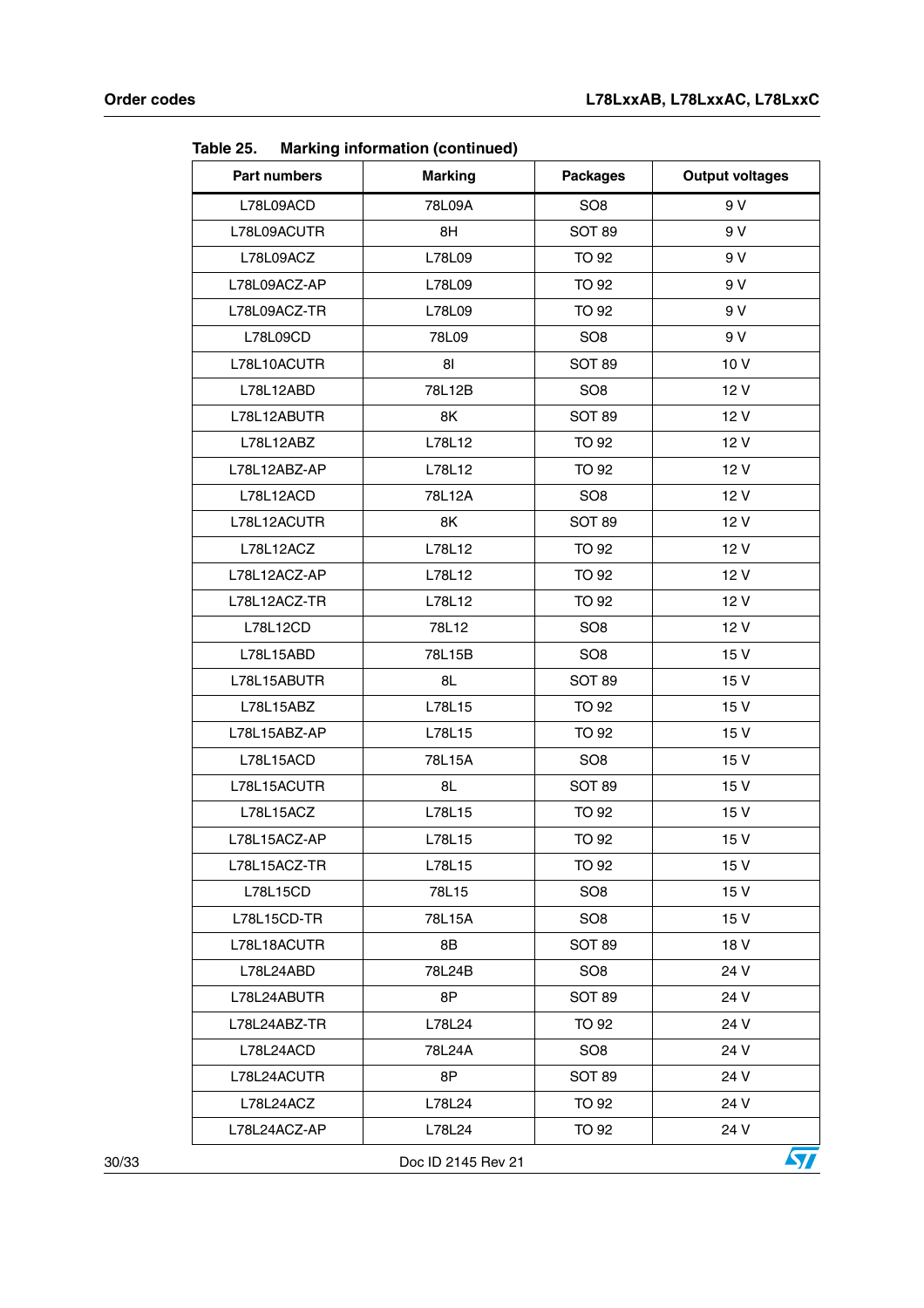**Table 25. Marking information (continued)**

| Part numbers | Marking | Packages | Output voltages |
|---|---|---|---|
| L78L09ACD | 78L09A | SO8 | 9 V |
| L78L09ACUTR | 8H | SOT 89 | 9 V |
| L78L09ACZ | L78L09 | TO 92 | 9 V |
| L78L09ACZ-AP | L78L09 | TO 92 | 9 V |
| L78L09ACZ-TR | L78L09 | TO 92 | 9 V |
| L78L09CD | 78L09 | SO8 | 9 V |
| L78L10ACUTR | 8I | SOT 89 | 10 V |
| L78L12ABD | 78L12B | SO8 | 12 V |
| L78L12ABUTR | 8K | SOT 89 | 12 V |
| L78L12ABZ | L78L12 | TO 92 | 12 V |
| L78L12ABZ-AP | L78L12 | TO 92 | 12 V |
| L78L12ACD | 78L12A | SO8 | 12 V |
| L78L12ACUTR | 8K | SOT 89 | 12 V |
| L78L12ACZ | L78L12 | TO 92 | 12 V |
| L78L12ACZ-AP | L78L12 | TO 92 | 12 V |
| L78L12ACZ-TR | L78L12 | TO 92 | 12 V |
| L78L12CD | 78L12 | SO8 | 12 V |
| L78L15ABD | 78L15B | SO8 | 15 V |
| L78L15ABUTR | 8L | SOT 89 | 15 V |
| L78L15ABZ | L78L15 | TO 92 | 15 V |
| L78L15ABZ-AP | L78L15 | TO 92 | 15 V |
| L78L15ACD | 78L15A | SO8 | 15 V |
| L78L15ACUTR | 8L | SOT 89 | 15 V |
| L78L15ACZ | L78L15 | TO 92 | 15 V |
| L78L15ACZ-AP | L78L15 | TO 92 | 15 V |
| L78L15ACZ-TR | L78L15 | TO 92 | 15 V |
| L78L15CD | 78L15 | SO8 | 15 V |
| L78L15CD-TR | 78L15A | SO8 | 15 V |
| L78L18ACUTR | 8B | SOT 89 | 18 V |
| L78L24ABD | 78L24B | SO8 | 24 V |
| L78L24ABUTR | 8P | SOT 89 | 24 V |
| L78L24ABZ-TR | L78L24 | TO 92 | 24 V |
| L78L24ACD | 78L24A | SO8 | 24 V |
| L78L24ACUTR | 8P | SOT 89 | 24 V |
| L78L24ACZ | L78L24 | TO 92 | 24 V |
| L78L24ACZ-AP | L78L24 | TO 92 | 24 V |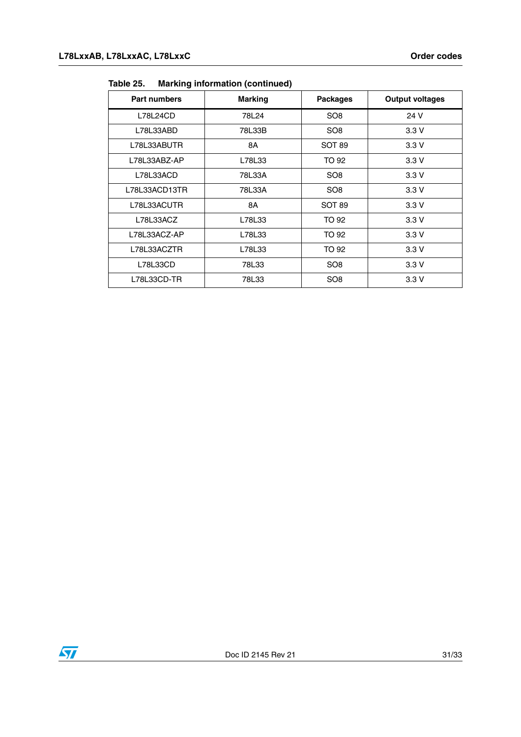Table 25. Marking information (continued)

| Part numbers | Marking | Packages | Output voltages |
|---|---|---|---|
| L78L24CD | 78L24 | SO8 | 24 V |
| L78L33ABD | 78L33B | SO8 | 3.3 V |
| L78L33ABUTR | 8A | SOT 89 | 3.3 V |
| L78L33ABZ-AP | L78L33 | TO 92 | 3.3 V |
| L78L33ACD | 78L33A | SO8 | 3.3 V |
| L78L33ACD13TR | 78L33A | SO8 | 3.3 V |
| L78L33ACUTR | 8A | SOT 89 | 3.3 V |
| L78L33ACZ | L78L33 | TO 92 | 3.3 V |
| L78L33ACZ-AP | L78L33 | TO 92 | 3.3 V |
| L78L33ACZTR | L78L33 | TO 92 | 3.3 V |
| L78L33CD | 78L33 | SO8 | 3.3 V |
| L78L33CD-TR | 78L33 | SO8 | 3.3 V |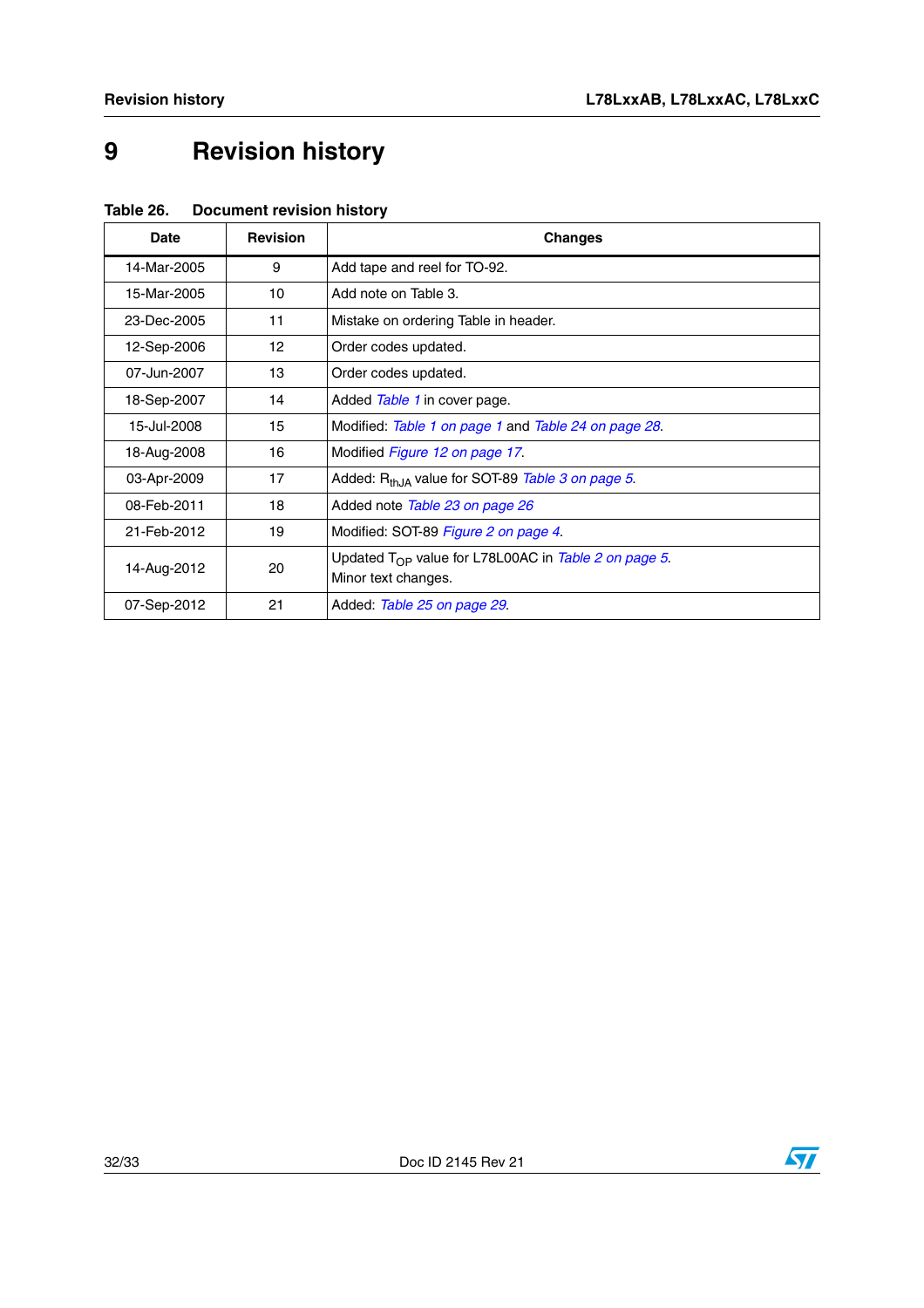# 9 Revision history

**Table 26. Document revision history**

| Date | Revision | Changes |
|---|---|---|
| 14-Mar-2005 | 9 | Add tape and reel for TO-92. |
| 15-Mar-2005 | 10 | Add note on Table 3. |
| 23-Dec-2005 | 11 | Mistake on ordering Table in header. |
| 12-Sep-2006 | 12 | Order codes updated. |
| 07-Jun-2007 | 13 | Order codes updated. |
| 18-Sep-2007 | 14 | Added *Table 1* in cover page. |
| 15-Jul-2008 | 15 | Modified: *Table 1 on page 1* and *Table 24 on page 28*. |
| 18-Aug-2008 | 16 | Modified *Figure 12 on page 17*. |
| 03-Apr-2009 | 17 | Added: $R_{thJA}$ value for SOT-89 *Table 3 on page 5*. |
| 08-Feb-2011 | 18 | Added note *Table 23 on page 26* |
| 21-Feb-2012 | 19 | Modified: SOT-89 *Figure 2 on page 4*. |
| 14-Aug-2012 | 20 | Updated $T_{OP}$ value for L78L00AC in *Table 2 on page 5*. Minor text changes. |
| 07-Sep-2012 | 21 | Added: *Table 25 on page 29*. |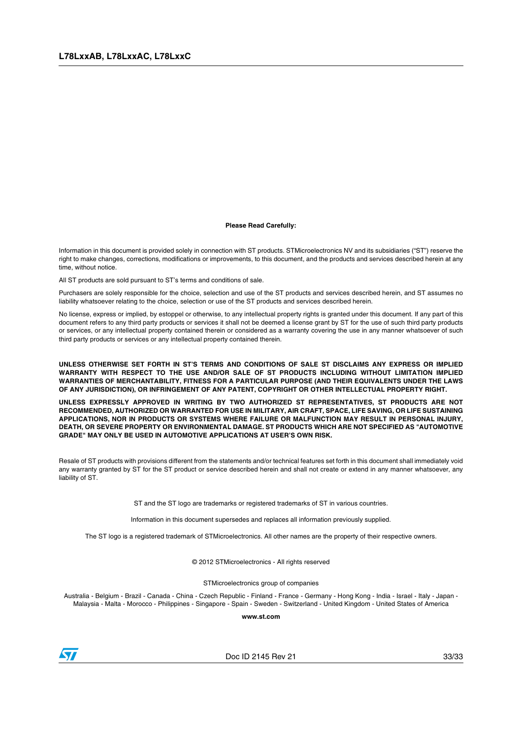**Please Read Carefully:**

Information in this document is provided solely in connection with ST products. STMicroelectronics NV and its subsidiaries ("ST") reserve the right to make changes, corrections, modifications or improvements, to this document, and the products and services described herein at any time, without notice.

All ST products are sold pursuant to ST's terms and conditions of sale.

Purchasers are solely responsible for the choice, selection and use of the ST products and services described herein, and ST assumes no liability whatsoever relating to the choice, selection or use of the ST products and services described herein.

No license, express or implied, by estoppel or otherwise, to any intellectual property rights is granted under this document. If any part of this document refers to any third party products or services it shall not be deemed a license grant by ST for the use of such third party products or services, or any intellectual property contained therein or considered as a warranty covering the use in any manner whatsoever of such third party products or services or any intellectual property contained therein.

**UNLESS OTHERWISE SET FORTH IN ST'S TERMS AND CONDITIONS OF SALE ST DISCLAIMS ANY EXPRESS OR IMPLIED WARRANTY WITH RESPECT TO THE USE AND/OR SALE OF ST PRODUCTS INCLUDING WITHOUT LIMITATION IMPLIED WARRANTIES OF MERCHANTABILITY, FITNESS FOR A PARTICULAR PURPOSE (AND THEIR EQUIVALENTS UNDER THE LAWS OF ANY JURISDICTION), OR INFRINGEMENT OF ANY PATENT, COPYRIGHT OR OTHER INTELLECTUAL PROPERTY RIGHT.**

**UNLESS EXPRESSLY APPROVED IN WRITING BY TWO AUTHORIZED ST REPRESENTATIVES, ST PRODUCTS ARE NOT RECOMMENDED, AUTHORIZED OR WARRANTED FOR USE IN MILITARY, AIR CRAFT, SPACE, LIFE SAVING, OR LIFE SUSTAINING APPLICATIONS, NOR IN PRODUCTS OR SYSTEMS WHERE FAILURE OR MALFUNCTION MAY RESULT IN PERSONAL INJURY, DEATH, OR SEVERE PROPERTY OR ENVIRONMENTAL DAMAGE. ST PRODUCTS WHICH ARE NOT SPECIFIED AS "AUTOMOTIVE GRADE" MAY ONLY BE USED IN AUTOMOTIVE APPLICATIONS AT USER'S OWN RISK.**

Resale of ST products with provisions different from the statements and/or technical features set forth in this document shall immediately void any warranty granted by ST for the ST product or service described herein and shall not create or extend in any manner whatsoever, any liability of ST.

ST and the ST logo are trademarks or registered trademarks of ST in various countries.

Information in this document supersedes and replaces all information previously supplied.

The ST logo is a registered trademark of STMicroelectronics. All other names are the property of their respective owners.

© 2012 STMicroelectronics - All rights reserved

STMicroelectronics group of companies

Australia - Belgium - Brazil - Canada - China - Czech Republic - Finland - France - Germany - Hong Kong - India - Israel - Italy - Japan - Malaysia - Malta - Morocco - Philippines - Singapore - Spain - Sweden - Switzerland - United Kingdom - United States of America

**www.st.com**